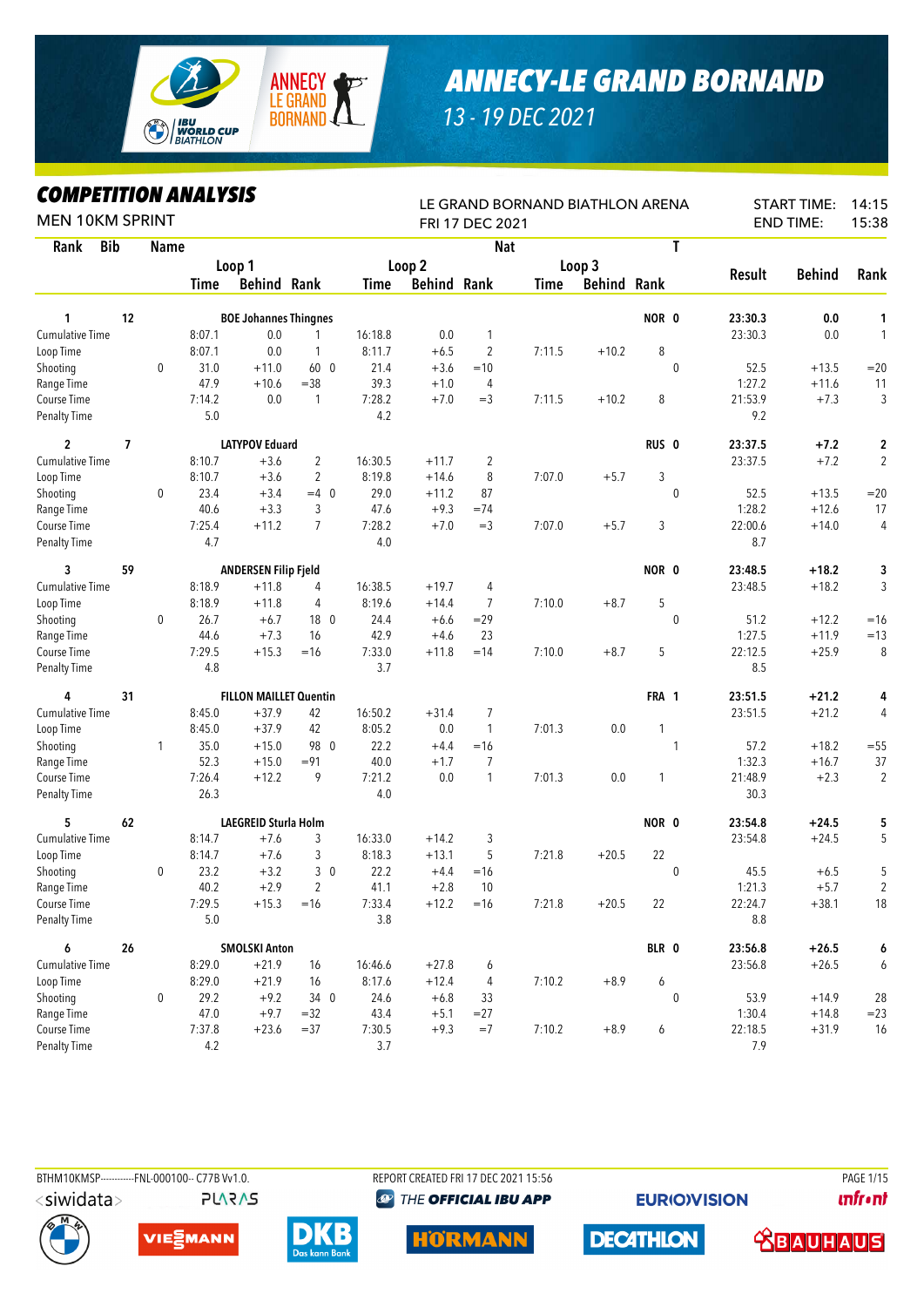# ANNECY-LE GRAND BORNAND

13 - 19 DEC 2021

## COMPETITION ANALYSIS

MEN 10KM SPRINT

LE GRAND BORNAND BIATHLON ARENA
FRI 17 DEC 2021

START TIME: 14:15
END TIME: 15:38

| Rank | Bib | Name | | Loop 1 Time | Loop 1 Behind | Loop 1 Rank | Loop 2 Time | Loop 2 Behind | Loop 2 Rank | Loop 3 Time | Loop 3 Behind | Loop 3 Rank | Nat T | Result | Behind | Rank |
|---|---|---|---|---|---|---|---|---|---|---|---|---|---|---|---|---|
| **1** | **12** | **BOE Johannes Thingnes** | | | | | | | | | | | **NOR 0** | **23:30.3** | **0.0** | **1** |
| Cumulative Time | | | | 8:07.1 | 0.0 | 1 | 16:18.8 | 0.0 | 1 | | | | | 23:30.3 | 0.0 | 1 |
| Loop Time | | | | 8:07.1 | 0.0 | 1 | 8:11.7 | +6.5 | 2 | 7:11.5 | +10.2 | 8 | | | | |
| Shooting | | | 0 | 31.0 | +11.0 | 60 0 | 21.4 | +3.6 | =10 | | | | 0 | 52.5 | +13.5 | =20 |
| Range Time | | | | 47.9 | +10.6 | =38 | 39.3 | +1.0 | 4 | | | | | 1:27.2 | +11.6 | 11 |
| Course Time | | | | 7:14.2 | 0.0 | 1 | 7:28.2 | +7.0 | =3 | 7:11.5 | +10.2 | 8 | | 21:53.9 | +7.3 | 3 |
| Penalty Time | | | | 5.0 | | | 4.2 | | | | | | | 9.2 | | |
| **2** | **7** | **LATYPOV Eduard** | | | | | | | | | | | **RUS 0** | **23:37.5** | **+7.2** | **2** |
| Cumulative Time | | | | 8:10.7 | +3.6 | 2 | 16:30.5 | +11.7 | 2 | | | | | 23:37.5 | +7.2 | 2 |
| Loop Time | | | | 8:10.7 | +3.6 | 2 | 8:19.8 | +14.6 | 8 | 7:07.0 | +5.7 | 3 | | | | |
| Shooting | | | 0 | 23.4 | +3.4 | =4 0 | 29.0 | +11.2 | 87 | | | | 0 | 52.5 | +13.5 | =20 |
| Range Time | | | | 40.6 | +3.3 | 3 | 47.6 | +9.3 | =74 | | | | | 1:28.2 | +12.6 | 17 |
| Course Time | | | | 7:25.4 | +11.2 | 7 | 7:28.2 | +7.0 | =3 | 7:07.0 | +5.7 | 3 | | 22:00.6 | +14.0 | 4 |
| Penalty Time | | | | 4.7 | | | 4.0 | | | | | | | 8.7 | | |
| **3** | **59** | **ANDERSEN Filip Fjeld** | | | | | | | | | | | **NOR 0** | **23:48.5** | **+18.2** | **3** |
| Cumulative Time | | | | 8:18.9 | +11.8 | 4 | 16:38.5 | +19.7 | 4 | | | | | 23:48.5 | +18.2 | 3 |
| Loop Time | | | | 8:18.9 | +11.8 | 4 | 8:19.6 | +14.4 | 7 | 7:10.0 | +8.7 | 5 | | | | |
| Shooting | | | 0 | 26.7 | +6.7 | 18 0 | 24.4 | +6.6 | =29 | | | | 0 | 51.2 | +12.2 | =16 |
| Range Time | | | | 44.6 | +7.3 | 16 | 42.9 | +4.6 | 23 | | | | | 1:27.5 | +11.9 | =13 |
| Course Time | | | | 7:29.5 | +15.3 | =16 | 7:33.0 | +11.8 | =14 | 7:10.0 | +8.7 | 5 | | 22:12.5 | +25.9 | 8 |
| Penalty Time | | | | 4.8 | | | 3.7 | | | | | | | 8.5 | | |
| **4** | **31** | **FILLON MAILLET Quentin** | | | | | | | | | | | **FRA 1** | **23:51.5** | **+21.2** | **4** |
| Cumulative Time | | | | 8:45.0 | +37.9 | 42 | 16:50.2 | +31.4 | 7 | | | | | 23:51.5 | +21.2 | 4 |
| Loop Time | | | | 8:45.0 | +37.9 | 42 | 8:05.2 | 0.0 | 1 | 7:01.3 | 0.0 | 1 | | | | |
| Shooting | | | 1 | 35.0 | +15.0 | 98 0 | 22.2 | +4.4 | =16 | | | | 1 | 57.2 | +18.2 | =55 |
| Range Time | | | | 52.3 | +15.0 | =91 | 40.0 | +1.7 | 7 | | | | | 1:32.3 | +16.7 | 37 |
| Course Time | | | | 7:26.4 | +12.2 | 9 | 7:21.2 | 0.0 | 1 | 7:01.3 | 0.0 | 1 | | 21:48.9 | +2.3 | 2 |
| Penalty Time | | | | 26.3 | | | 4.0 | | | | | | | 30.3 | | |
| **5** | **62** | **LAEGREID Sturla Holm** | | | | | | | | | | | **NOR 0** | **23:54.8** | **+24.5** | **5** |
| Cumulative Time | | | | 8:14.7 | +7.6 | 3 | 16:33.0 | +14.2 | 3 | | | | | 23:54.8 | +24.5 | 5 |
| Loop Time | | | | 8:14.7 | +7.6 | 3 | 8:18.3 | +13.1 | 5 | 7:21.8 | +20.5 | 22 | | | | |
| Shooting | | | 0 | 23.2 | +3.2 | 3 0 | 22.2 | +4.4 | =16 | | | | 0 | 45.5 | +6.5 | 5 |
| Range Time | | | | 40.2 | +2.9 | 2 | 41.1 | +2.8 | 10 | | | | | 1:21.3 | +5.7 | 2 |
| Course Time | | | | 7:29.5 | +15.3 | =16 | 7:33.4 | +12.2 | =16 | 7:21.8 | +20.5 | 22 | | 22:24.7 | +38.1 | 18 |
| Penalty Time | | | | 5.0 | | | 3.8 | | | | | | | 8.8 | | |
| **6** | **26** | **SMOLSKI Anton** | | | | | | | | | | | **BLR 0** | **23:56.8** | **+26.5** | **6** |
| Cumulative Time | | | | 8:29.0 | +21.9 | 16 | 16:46.6 | +27.8 | 6 | | | | | 23:56.8 | +26.5 | 6 |
| Loop Time | | | | 8:29.0 | +21.9 | 16 | 8:17.6 | +12.4 | 4 | 7:10.2 | +8.9 | 6 | | | | |
| Shooting | | | 0 | 29.2 | +9.2 | 34 0 | 24.6 | +6.8 | 33 | | | | 0 | 53.9 | +14.9 | 28 |
| Range Time | | | | 47.0 | +9.7 | =32 | 43.4 | +5.1 | =27 | | | | | 1:30.4 | +14.8 | =23 |
| Course Time | | | | 7:37.8 | +23.6 | =37 | 7:30.5 | +9.3 | =7 | 7:10.2 | +8.9 | 6 | | 22:18.5 | +31.9 | 16 |
| Penalty Time | | | | 4.2 | | | 3.7 | | | | | | | 7.9 | | |

BTHM10KMSP-----------FNL-000100-- C77B Vv1.0. REPORT CREATED FRI 17 DEC 2021 15:56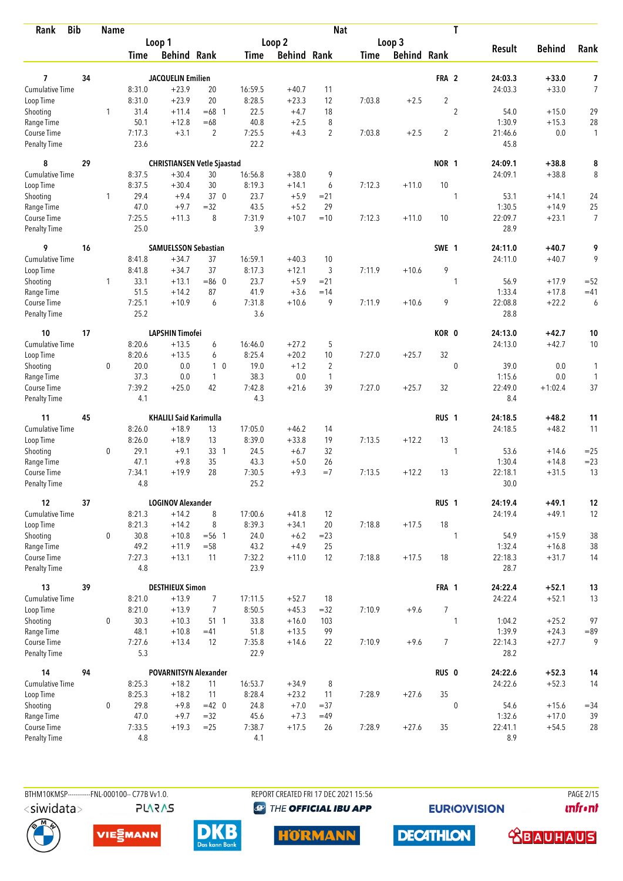| Rank | Bib | Name | | Loop 1 Time | Loop 1 Behind | Loop 1 Rank | | Loop 2 Time | Loop 2 Behind | Loop 2 Rank | Loop 3 Time | Loop 3 Behind | Loop 3 Rank | Nat | T | Result | Behind | Rank |
|---|---|---|---|---|---|---|---|---|---|---|---|---|---|---|---|---|---|---|
| 7 | 34 | JACQUELIN Emilien | | | | | | | | | | | | FRA | 2 | 24:03.3 | +33.0 | 7 |
| | | Cumulative Time | | 8:31.0 | +23.9 | 20 | | 16:59.5 | +40.7 | 11 | | | | | | 24:03.3 | +33.0 | 7 |
| | | Loop Time | | 8:31.0 | +23.9 | 20 | | 8:28.5 | +23.3 | 12 | 7:03.8 | +2.5 | 2 | | | | | |
| | | Shooting | 1 | 31.4 | +11.4 | =68 | 1 | 22.5 | +4.7 | 18 | | | | | 2 | 54.0 | +15.0 | 29 |
| | | Range Time | | 50.1 | +12.8 | =68 | | 40.8 | +2.5 | 8 | | | | | | 1:30.9 | +15.3 | 28 |
| | | Course Time | | 7:17.3 | +3.1 | 2 | | 7:25.5 | +4.3 | 2 | 7:03.8 | +2.5 | 2 | | | 21:46.6 | 0.0 | 1 |
| | | Penalty Time | | 23.6 | | | | 22.2 | | | | | | | | 45.8 | | |
| 8 | 29 | CHRISTIANSEN Vetle Sjaastad | | | | | | | | | | | | NOR | 1 | 24:09.1 | +38.8 | 8 |
| | | Cumulative Time | | 8:37.5 | +30.4 | 30 | | 16:56.8 | +38.0 | 9 | | | | | | 24:09.1 | +38.8 | 8 |
| | | Loop Time | | 8:37.5 | +30.4 | 30 | | 8:19.3 | +14.1 | 6 | 7:12.3 | +11.0 | 10 | | | | | |
| | | Shooting | 1 | 29.4 | +9.4 | 37 | 0 | 23.7 | +5.9 | =21 | | | | | 1 | 53.1 | +14.1 | 24 |
| | | Range Time | | 47.0 | +9.7 | =32 | | 43.5 | +5.2 | 29 | | | | | | 1:30.5 | +14.9 | 25 |
| | | Course Time | | 7:25.5 | +11.3 | 8 | | 7:31.9 | +10.7 | =10 | 7:12.3 | +11.0 | 10 | | | 22:09.7 | +23.1 | 7 |
| | | Penalty Time | | 25.0 | | | | 3.9 | | | | | | | | 28.9 | | |
| 9 | 16 | SAMUELSSON Sebastian | | | | | | | | | | | | SWE | 1 | 24:11.0 | +40.7 | 9 |
| | | Cumulative Time | | 8:41.8 | +34.7 | 37 | | 16:59.1 | +40.3 | 10 | | | | | | 24:11.0 | +40.7 | 9 |
| | | Loop Time | | 8:41.8 | +34.7 | 37 | | 8:17.3 | +12.1 | 3 | 7:11.9 | +10.6 | 9 | | | | | |
| | | Shooting | 1 | 33.1 | +13.1 | =86 | 0 | 23.7 | +5.9 | =21 | | | | | 1 | 56.9 | +17.9 | =52 |
| | | Range Time | | 51.5 | +14.2 | 87 | | 41.9 | +3.6 | =14 | | | | | | 1:33.4 | +17.8 | =41 |
| | | Course Time | | 7:25.1 | +10.9 | 6 | | 7:31.8 | +10.6 | 9 | 7:11.9 | +10.6 | 9 | | | 22:08.8 | +22.2 | 6 |
| | | Penalty Time | | 25.2 | | | | 3.6 | | | | | | | | 28.8 | | |
| 10 | 17 | LAPSHIN Timofei | | | | | | | | | | | | KOR | 0 | 24:13.0 | +42.7 | 10 |
| | | Cumulative Time | | 8:20.6 | +13.5 | 6 | | 16:46.0 | +27.2 | 5 | | | | | | 24:13.0 | +42.7 | 10 |
| | | Loop Time | | 8:20.6 | +13.5 | 6 | | 8:25.4 | +20.2 | 10 | 7:27.0 | +25.7 | 32 | | | | | |
| | | Shooting | 0 | 20.0 | 0.0 | 1 | 0 | 19.0 | +1.2 | 2 | | | | | 0 | 39.0 | 0.0 | 1 |
| | | Range Time | | 37.3 | 0.0 | 1 | | 38.3 | 0.0 | 1 | | | | | | 1:15.6 | 0.0 | 1 |
| | | Course Time | | 7:39.2 | +25.0 | 42 | | 7:42.8 | +21.6 | 39 | 7:27.0 | +25.7 | 32 | | | 22:49.0 | +1:02.4 | 37 |
| | | Penalty Time | | 4.1 | | | | 4.3 | | | | | | | | 8.4 | | |
| 11 | 45 | KHALILI Said Karimulla | | | | | | | | | | | | RUS | 1 | 24:18.5 | +48.2 | 11 |
| | | Cumulative Time | | 8:26.0 | +18.9 | 13 | | 17:05.0 | +46.2 | 14 | | | | | | 24:18.5 | +48.2 | 11 |
| | | Loop Time | | 8:26.0 | +18.9 | 13 | | 8:39.0 | +33.8 | 19 | 7:13.5 | +12.2 | 13 | | | | | |
| | | Shooting | 0 | 29.1 | +9.1 | 33 | 1 | 24.5 | +6.7 | 32 | | | | | 1 | 53.6 | +14.6 | =25 |
| | | Range Time | | 47.1 | +9.8 | 35 | | 43.3 | +5.0 | 26 | | | | | | 1:30.4 | +14.8 | =23 |
| | | Course Time | | 7:34.1 | +19.9 | 28 | | 7:30.5 | +9.3 | =7 | 7:13.5 | +12.2 | 13 | | | 22:18.1 | +31.5 | 13 |
| | | Penalty Time | | 4.8 | | | | 25.2 | | | | | | | | 30.0 | | |
| 12 | 37 | LOGINOV Alexander | | | | | | | | | | | | RUS | 1 | 24:19.4 | +49.1 | 12 |
| | | Cumulative Time | | 8:21.3 | +14.2 | 8 | | 17:00.6 | +41.8 | 12 | | | | | | 24:19.4 | +49.1 | 12 |
| | | Loop Time | | 8:21.3 | +14.2 | 8 | | 8:39.3 | +34.1 | 20 | 7:18.8 | +17.5 | 18 | | | | | |
| | | Shooting | 0 | 30.8 | +10.8 | =56 | 1 | 24.0 | +6.2 | =23 | | | | | 1 | 54.9 | +15.9 | 38 |
| | | Range Time | | 49.2 | +11.9 | =58 | | 43.2 | +4.9 | 25 | | | | | | 1:32.4 | +16.8 | 38 |
| | | Course Time | | 7:27.3 | +13.1 | 11 | | 7:32.2 | +11.0 | 12 | 7:18.8 | +17.5 | 18 | | | 22:18.3 | +31.7 | 14 |
| | | Penalty Time | | 4.8 | | | | 23.9 | | | | | | | | 28.7 | | |
| 13 | 39 | DESTHIEUX Simon | | | | | | | | | | | | FRA | 1 | 24:22.4 | +52.1 | 13 |
| | | Cumulative Time | | 8:21.0 | +13.9 | 7 | | 17:11.5 | +52.7 | 18 | | | | | | 24:22.4 | +52.1 | 13 |
| | | Loop Time | | 8:21.0 | +13.9 | 7 | | 8:50.5 | +45.3 | =32 | 7:10.9 | +9.6 | 7 | | | | | |
| | | Shooting | 0 | 30.3 | +10.3 | 51 | 1 | 33.8 | +16.0 | 103 | | | | | 1 | 1:04.2 | +25.2 | 97 |
| | | Range Time | | 48.1 | +10.8 | =41 | | 51.8 | +13.5 | 99 | | | | | | 1:39.9 | +24.3 | =89 |
| | | Course Time | | 7:27.6 | +13.4 | 12 | | 7:35.8 | +14.6 | 22 | 7:10.9 | +9.6 | 7 | | | 22:14.3 | +27.7 | 9 |
| | | Penalty Time | | 5.3 | | | | 22.9 | | | | | | | | 28.2 | | |
| 14 | 94 | POVARNITSYN Alexander | | | | | | | | | | | | RUS | 0 | 24:22.6 | +52.3 | 14 |
| | | Cumulative Time | | 8:25.3 | +18.2 | 11 | | 16:53.7 | +34.9 | 8 | | | | | | 24:22.6 | +52.3 | 14 |
| | | Loop Time | | 8:25.3 | +18.2 | 11 | | 8:28.4 | +23.2 | 11 | 7:28.9 | +27.6 | 35 | | | | | |
| | | Shooting | 0 | 29.8 | +9.8 | =42 | 0 | 24.8 | +7.0 | =37 | | | | | 0 | 54.6 | +15.6 | =34 |
| | | Range Time | | 47.0 | +9.7 | =32 | | 45.6 | +7.3 | =49 | | | | | | 1:32.6 | +17.0 | 39 |
| | | Course Time | | 7:33.5 | +19.3 | =25 | | 7:38.7 | +17.5 | 26 | 7:28.9 | +27.6 | 35 | | | 22:41.1 | +54.5 | 28 |
| | | Penalty Time | | 4.8 | | | | 4.1 | | | | | | | | 8.9 | | |

BTHM10KMSP-----------FNL-000100-- C77B Vv1.0. REPORT CREATED FRI 17 DEC 2021 15:56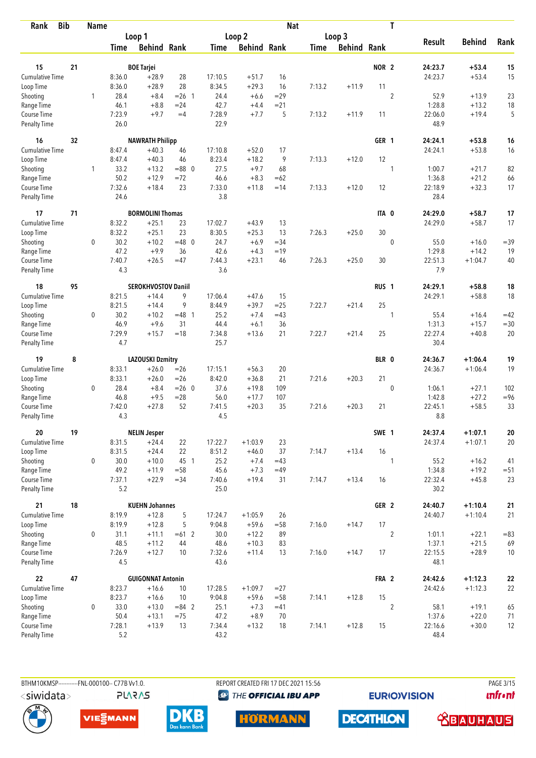| Rank | Bib | Name | | | | | | | Nat | | | T | | | |
|---|---|---|---|---|---|---|---|---|---|---|---|---|---|---|---|
| | | | Loop 1 | | | Loop 2 | | | Loop 3 | | | | Result | Behind | Rank |
| | | | Time | Behind | Rank | Time | Behind | Rank | Time | Behind | Rank | | | | |
| 15 | 21 | | BOE Tarjei | | | | | | | | NOR | 2 | 24:23.7 | +53.4 | 15 |
| Cumulative Time | | | 8:36.0 | +28.9 | 28 | 17:10.5 | +51.7 | 16 | | | | | 24:23.7 | +53.4 | 15 |
| Loop Time | | | 8:36.0 | +28.9 | 28 | 8:34.5 | +29.3 | 16 | 7:13.2 | +11.9 | 11 | | | | |
| Shooting | | 1 | 28.4 | +8.4 | =26 1 | 24.4 | +6.6 | =29 | | | | 2 | 52.9 | +13.9 | 23 |
| Range Time | | | 46.1 | +8.8 | =24 | 42.7 | +4.4 | =21 | | | | | 1:28.8 | +13.2 | 18 |
| Course Time | | | 7:23.9 | +9.7 | =4 | 7:28.9 | +7.7 | 5 | 7:13.2 | +11.9 | 11 | | 22:06.0 | +19.4 | 5 |
| Penalty Time | | | 26.0 | | | 22.9 | | | | | | | 48.9 | | |
| 16 | 32 | | NAWRATH Philipp | | | | | | | | GER | 1 | 24:24.1 | +53.8 | 16 |
| Cumulative Time | | | 8:47.4 | +40.3 | 46 | 17:10.8 | +52.0 | 17 | | | | | 24:24.1 | +53.8 | 16 |
| Loop Time | | | 8:47.4 | +40.3 | 46 | 8:23.4 | +18.2 | 9 | 7:13.3 | +12.0 | 12 | | | | |
| Shooting | | 1 | 33.2 | +13.2 | =88 0 | 27.5 | +9.7 | 68 | | | | 1 | 1:00.7 | +21.7 | 82 |
| Range Time | | | 50.2 | +12.9 | =72 | 46.6 | +8.3 | =62 | | | | | 1:36.8 | +21.2 | 66 |
| Course Time | | | 7:32.6 | +18.4 | 23 | 7:33.0 | +11.8 | =14 | 7:13.3 | +12.0 | 12 | | 22:18.9 | +32.3 | 17 |
| Penalty Time | | | 24.6 | | | 3.8 | | | | | | | 28.4 | | |
| 17 | 71 | | BORMOLINI Thomas | | | | | | | | ITA | 0 | 24:29.0 | +58.7 | 17 |
| Cumulative Time | | | 8:32.2 | +25.1 | 23 | 17:02.7 | +43.9 | 13 | | | | | 24:29.0 | +58.7 | 17 |
| Loop Time | | | 8:32.2 | +25.1 | 23 | 8:30.5 | +25.3 | 13 | 7:26.3 | +25.0 | 30 | | | | |
| Shooting | | 0 | 30.2 | +10.2 | =48 0 | 24.7 | +6.9 | =34 | | | | 0 | 55.0 | +16.0 | =39 |
| Range Time | | | 47.2 | +9.9 | 36 | 42.6 | +4.3 | =19 | | | | | 1:29.8 | +14.2 | 19 |
| Course Time | | | 7:40.7 | +26.5 | =47 | 7:44.3 | +23.1 | 46 | 7:26.3 | +25.0 | 30 | | 22:51.3 | +1:04.7 | 40 |
| Penalty Time | | | 4.3 | | | 3.6 | | | | | | | 7.9 | | |
| 18 | 95 | | SEROKHVOSTOV Daniil | | | | | | | | RUS | 1 | 24:29.1 | +58.8 | 18 |
| Cumulative Time | | | 8:21.5 | +14.4 | 9 | 17:06.4 | +47.6 | 15 | | | | | 24:29.1 | +58.8 | 18 |
| Loop Time | | | 8:21.5 | +14.4 | 9 | 8:44.9 | +39.7 | =25 | 7:22.7 | +21.4 | 25 | | | | |
| Shooting | | 0 | 30.2 | +10.2 | =48 1 | 25.2 | +7.4 | =43 | | | | 1 | 55.4 | +16.4 | =42 |
| Range Time | | | 46.9 | +9.6 | 31 | 44.4 | +6.1 | 36 | | | | | 1:31.3 | +15.7 | =30 |
| Course Time | | | 7:29.9 | +15.7 | =18 | 7:34.8 | +13.6 | 21 | 7:22.7 | +21.4 | 25 | | 22:27.4 | +40.8 | 20 |
| Penalty Time | | | 4.7 | | | 25.7 | | | | | | | 30.4 | | |
| 19 | 8 | | LAZOUSKI Dzmitry | | | | | | | | BLR | 0 | 24:36.7 | +1:06.4 | 19 |
| Cumulative Time | | | 8:33.1 | +26.0 | =26 | 17:15.1 | +56.3 | 20 | | | | | 24:36.7 | +1:06.4 | 19 |
| Loop Time | | | 8:33.1 | +26.0 | =26 | 8:42.0 | +36.8 | 21 | 7:21.6 | +20.3 | 21 | | | | |
| Shooting | | 0 | 28.4 | +8.4 | =26 0 | 37.6 | +19.8 | 109 | | | | 0 | 1:06.1 | +27.1 | 102 |
| Range Time | | | 46.8 | +9.5 | =28 | 56.0 | +17.7 | 107 | | | | | 1:42.8 | +27.2 | =96 |
| Course Time | | | 7:42.0 | +27.8 | 52 | 7:41.5 | +20.3 | 35 | 7:21.6 | +20.3 | 21 | | 22:45.1 | +58.5 | 33 |
| Penalty Time | | | 4.3 | | | 4.5 | | | | | | | 8.8 | | |
| 20 | 19 | | NELIN Jesper | | | | | | | | SWE | 1 | 24:37.4 | +1:07.1 | 20 |
| Cumulative Time | | | 8:31.5 | +24.4 | 22 | 17:22.7 | +1:03.9 | 23 | | | | | 24:37.4 | +1:07.1 | 20 |
| Loop Time | | | 8:31.5 | +24.4 | 22 | 8:51.2 | +46.0 | 37 | 7:14.7 | +13.4 | 16 | | | | |
| Shooting | | 0 | 30.0 | +10.0 | 45 1 | 25.2 | +7.4 | =43 | | | | 1 | 55.2 | +16.2 | 41 |
| Range Time | | | 49.2 | +11.9 | =58 | 45.6 | +7.3 | =49 | | | | | 1:34.8 | +19.2 | =51 |
| Course Time | | | 7:37.1 | +22.9 | =34 | 7:40.6 | +19.4 | 31 | 7:14.7 | +13.4 | 16 | | 22:32.4 | +45.8 | 23 |
| Penalty Time | | | 5.2 | | | 25.0 | | | | | | | 30.2 | | |
| 21 | 18 | | KUEHN Johannes | | | | | | | | GER | 2 | 24:40.7 | +1:10.4 | 21 |
| Cumulative Time | | | 8:19.9 | +12.8 | 5 | 17:24.7 | +1:05.9 | 26 | | | | | 24:40.7 | +1:10.4 | 21 |
| Loop Time | | | 8:19.9 | +12.8 | 5 | 9:04.8 | +59.6 | =58 | 7:16.0 | +14.7 | 17 | | | | |
| Shooting | | 0 | 31.1 | +11.1 | =61 2 | 30.0 | +12.2 | 89 | | | | 2 | 1:01.1 | +22.1 | =83 |
| Range Time | | | 48.5 | +11.2 | 44 | 48.6 | +10.3 | 83 | | | | | 1:37.1 | +21.5 | 69 |
| Course Time | | | 7:26.9 | +12.7 | 10 | 7:32.6 | +11.4 | 13 | 7:16.0 | +14.7 | 17 | | 22:15.5 | +28.9 | 10 |
| Penalty Time | | | 4.5 | | | 43.6 | | | | | | | 48.1 | | |
| 22 | 47 | | GUIGONNAT Antonin | | | | | | | | FRA | 2 | 24:42.6 | +1:12.3 | 22 |
| Cumulative Time | | | 8:23.7 | +16.6 | 10 | 17:28.5 | +1:09.7 | =27 | | | | | 24:42.6 | +1:12.3 | 22 |
| Loop Time | | | 8:23.7 | +16.6 | 10 | 9:04.8 | +59.6 | =58 | 7:14.1 | +12.8 | 15 | | | | |
| Shooting | | 0 | 33.0 | +13.0 | =84 2 | 25.1 | +7.3 | =41 | | | | 2 | 58.1 | +19.1 | 65 |
| Range Time | | | 50.4 | +13.1 | =75 | 47.2 | +8.9 | 70 | | | | | 1:37.6 | +22.0 | 71 |
| Course Time | | | 7:28.1 | +13.9 | 13 | 7:34.4 | +13.2 | 18 | 7:14.1 | +12.8 | 15 | | 22:16.6 | +30.0 | 12 |
| Penalty Time | | | 5.2 | | | 43.2 | | | | | | | 48.4 | | |

BTHM10KMSP-----------FNL-000100-- C77B Vv1.0. REPORT CREATED FRI 17 DEC 2021 15:56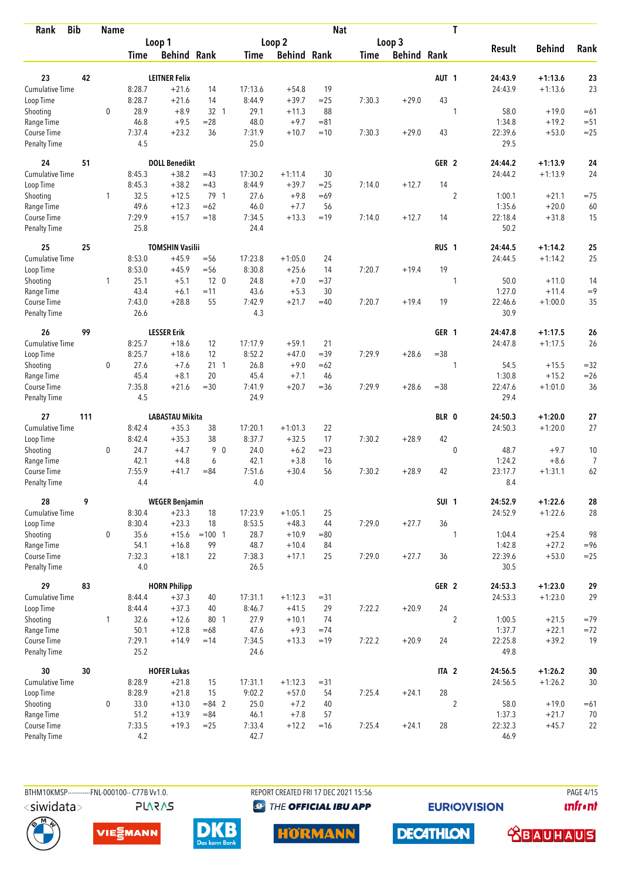| Rank | Bib | Name | | Loop 1 | | | Loop 2 | | | Loop 3 | | | Nat | T | Result | Behind | Rank |
|---|---|---|---|---|---|---|---|---|---|---|---|---|---|---|---|---|---|
| | | | | Time | Behind | Rank | Time | Behind | Rank | Time | Behind | Rank | | | | | |
| 23 | 42 | LEITNER Felix | | | | | | | | | | | AUT | 1 | 24:43.9 | +1:13.6 | 23 |
| Cumulative Time | | | | 8:28.7 | +21.6 | 14 | 17:13.6 | +54.8 | 19 | | | | | | 24:43.9 | +1:13.6 | 23 |
| Loop Time | | | | 8:28.7 | +21.6 | 14 | 8:44.9 | +39.7 | =25 | 7:30.3 | +29.0 | 43 | | | | | |
| Shooting | | | 0 | 28.9 | +8.9 | 32 1 | 29.1 | +11.3 | 88 | | | | | 1 | 58.0 | +19.0 | =61 |
| Range Time | | | | 46.8 | +9.5 | =28 | 48.0 | +9.7 | =81 | | | | | | 1:34.8 | +19.2 | =51 |
| Course Time | | | | 7:37.4 | +23.2 | 36 | 7:31.9 | +10.7 | =10 | 7:30.3 | +29.0 | 43 | | | 22:39.6 | +53.0 | =25 |
| Penalty Time | | | | 4.5 | | | 25.0 | | | | | | | | 29.5 | | |
| 24 | 51 | DOLL Benedikt | | | | | | | | | | | GER | 2 | 24:44.2 | +1:13.9 | 24 |
| Cumulative Time | | | | 8:45.3 | +38.2 | =43 | 17:30.2 | +1:11.4 | 30 | | | | | | 24:44.2 | +1:13.9 | 24 |
| Loop Time | | | | 8:45.3 | +38.2 | =43 | 8:44.9 | +39.7 | =25 | 7:14.0 | +12.7 | 14 | | | | | |
| Shooting | | | 1 | 32.5 | +12.5 | 79 1 | 27.6 | +9.8 | =69 | | | | | 2 | 1:00.1 | +21.1 | =75 |
| Range Time | | | | 49.6 | +12.3 | =62 | 46.0 | +7.7 | 56 | | | | | | 1:35.6 | +20.0 | 60 |
| Course Time | | | | 7:29.9 | +15.7 | =18 | 7:34.5 | +13.3 | =19 | 7:14.0 | +12.7 | 14 | | | 22:18.4 | +31.8 | 15 |
| Penalty Time | | | | 25.8 | | | 24.4 | | | | | | | | 50.2 | | |
| 25 | 25 | TOMSHIN Vasilii | | | | | | | | | | | RUS | 1 | 24:44.5 | +1:14.2 | 25 |
| Cumulative Time | | | | 8:53.0 | +45.9 | =56 | 17:23.8 | +1:05.0 | 24 | | | | | | 24:44.5 | +1:14.2 | 25 |
| Loop Time | | | | 8:53.0 | +45.9 | =56 | 8:30.8 | +25.6 | 14 | 7:20.7 | +19.4 | 19 | | | | | |
| Shooting | | | 1 | 25.1 | +5.1 | 12 0 | 24.8 | +7.0 | =37 | | | | | 1 | 50.0 | +11.0 | 14 |
| Range Time | | | | 43.4 | +6.1 | =11 | 43.6 | +5.3 | 30 | | | | | | 1:27.0 | +11.4 | =9 |
| Course Time | | | | 7:43.0 | +28.8 | 55 | 7:42.9 | +21.7 | =40 | 7:20.7 | +19.4 | 19 | | | 22:46.6 | +1:00.0 | 35 |
| Penalty Time | | | | 26.6 | | | 4.3 | | | | | | | | 30.9 | | |
| 26 | 99 | LESSER Erik | | | | | | | | | | | GER | 1 | 24:47.8 | +1:17.5 | 26 |
| Cumulative Time | | | | 8:25.7 | +18.6 | 12 | 17:17.9 | +59.1 | 21 | | | | | | 24:47.8 | +1:17.5 | 26 |
| Loop Time | | | | 8:25.7 | +18.6 | 12 | 8:52.2 | +47.0 | =39 | 7:29.9 | +28.6 | =38 | | | | | |
| Shooting | | | 0 | 27.6 | +7.6 | 21 1 | 26.8 | +9.0 | =62 | | | | | 1 | 54.5 | +15.5 | =32 |
| Range Time | | | | 45.4 | +8.1 | 20 | 45.4 | +7.1 | 46 | | | | | | 1:30.8 | +15.2 | =26 |
| Course Time | | | | 7:35.8 | +21.6 | =30 | 7:41.9 | +20.7 | =36 | 7:29.9 | +28.6 | =38 | | | 22:47.6 | +1:01.0 | 36 |
| Penalty Time | | | | 4.5 | | | 24.9 | | | | | | | | 29.4 | | |
| 27 | 111 | LABASTAU Mikita | | | | | | | | | | | BLR | 0 | 24:50.3 | +1:20.0 | 27 |
| Cumulative Time | | | | 8:42.4 | +35.3 | 38 | 17:20.1 | +1:01.3 | 22 | | | | | | 24:50.3 | +1:20.0 | 27 |
| Loop Time | | | | 8:42.4 | +35.3 | 38 | 8:37.7 | +32.5 | 17 | 7:30.2 | +28.9 | 42 | | | | | |
| Shooting | | | 0 | 24.7 | +4.7 | 9 0 | 24.0 | +6.2 | =23 | | | | | 0 | 48.7 | +9.7 | 10 |
| Range Time | | | | 42.1 | +4.8 | 6 | 42.1 | +3.8 | 16 | | | | | | 1:24.2 | +8.6 | 7 |
| Course Time | | | | 7:55.9 | +41.7 | =84 | 7:51.6 | +30.4 | 56 | 7:30.2 | +28.9 | 42 | | | 23:17.7 | +1:31.1 | 62 |
| Penalty Time | | | | 4.4 | | | 4.0 | | | | | | | | 8.4 | | |
| 28 | 9 | WEGER Benjamin | | | | | | | | | | | SUI | 1 | 24:52.9 | +1:22.6 | 28 |
| Cumulative Time | | | | 8:30.4 | +23.3 | 18 | 17:23.9 | +1:05.1 | 25 | | | | | | 24:52.9 | +1:22.6 | 28 |
| Loop Time | | | | 8:30.4 | +23.3 | 18 | 8:53.5 | +48.3 | 44 | 7:29.0 | +27.7 | 36 | | | | | |
| Shooting | | | 0 | 35.6 | +15.6 | =100 1 | 28.7 | +10.9 | =80 | | | | | 1 | 1:04.4 | +25.4 | 98 |
| Range Time | | | | 54.1 | +16.8 | 99 | 48.7 | +10.4 | 84 | | | | | | 1:42.8 | +27.2 | =96 |
| Course Time | | | | 7:32.3 | +18.1 | 22 | 7:38.3 | +17.1 | 25 | 7:29.0 | +27.7 | 36 | | | 22:39.6 | +53.0 | =25 |
| Penalty Time | | | | 4.0 | | | 26.5 | | | | | | | | 30.5 | | |
| 29 | 83 | HORN Philipp | | | | | | | | | | | GER | 2 | 24:53.3 | +1:23.0 | 29 |
| Cumulative Time | | | | 8:44.4 | +37.3 | 40 | 17:31.1 | +1:12.3 | =31 | | | | | | 24:53.3 | +1:23.0 | 29 |
| Loop Time | | | | 8:44.4 | +37.3 | 40 | 8:46.7 | +41.5 | 29 | 7:22.2 | +20.9 | 24 | | | | | |
| Shooting | | | 1 | 32.6 | +12.6 | 80 1 | 27.9 | +10.1 | 74 | | | | | 2 | 1:00.5 | +21.5 | =79 |
| Range Time | | | | 50.1 | +12.8 | =68 | 47.6 | +9.3 | =74 | | | | | | 1:37.7 | +22.1 | =72 |
| Course Time | | | | 7:29.1 | +14.9 | =14 | 7:34.5 | +13.3 | =19 | 7:22.2 | +20.9 | 24 | | | 22:25.8 | +39.2 | 19 |
| Penalty Time | | | | 25.2 | | | 24.6 | | | | | | | | 49.8 | | |
| 30 | 30 | HOFER Lukas | | | | | | | | | | | ITA | 2 | 24:56.5 | +1:26.2 | 30 |
| Cumulative Time | | | | 8:28.9 | +21.8 | 15 | 17:31.1 | +1:12.3 | =31 | | | | | | 24:56.5 | +1:26.2 | 30 |
| Loop Time | | | | 8:28.9 | +21.8 | 15 | 9:02.2 | +57.0 | 54 | 7:25.4 | +24.1 | 28 | | | | | |
| Shooting | | | 0 | 33.0 | +13.0 | =84 2 | 25.0 | +7.2 | 40 | | | | | 2 | 58.0 | +19.0 | =61 |
| Range Time | | | | 51.2 | +13.9 | =84 | 46.1 | +7.8 | 57 | | | | | | 1:37.3 | +21.7 | 70 |
| Course Time | | | | 7:33.5 | +19.3 | =25 | 7:33.4 | +12.2 | =16 | 7:25.4 | +24.1 | 28 | | | 22:32.3 | +45.7 | 22 |
| Penalty Time | | | | 4.2 | | | 42.7 | | | | | | | | 46.9 | | |

BTHM10KMSP-----------FNL-000100-- C77B Vv1.0. REPORT CREATED FRI 17 DEC 2021 15:56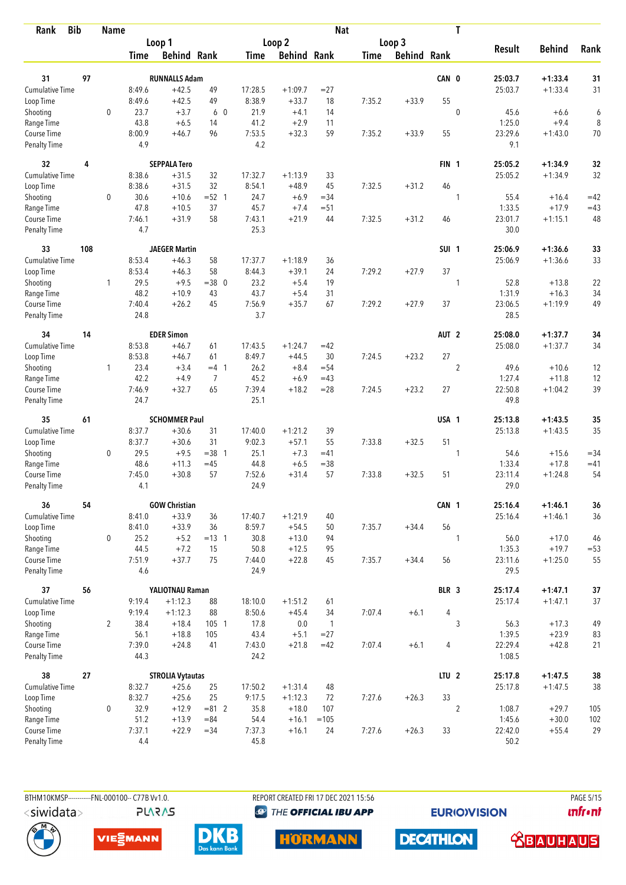| Rank | Bib | Name | | | | | | | Nat | | | T | | | |
|---|---|---|---|---|---|---|---|---|---|---|---|---|---|---|---|
| | | | Loop 1 | | | Loop 2 | | | Loop 3 | | | | Result | Behind | Rank |
| | | | Time | Behind | Rank | Time | Behind | Rank | Time | Behind | Rank | | | | |
| **31** | **97** | **RUNNALLS Adam** | | | | | | | | | **CAN** | **0** | **25:03.7** | **+1:33.4** | **31** |
| Cumulative Time | | | 8:49.6 | +42.5 | 49 | 17:28.5 | +1:09.7 | =27 | | | | | 25:03.7 | +1:33.4 | 31 |
| Loop Time | | | 8:49.6 | +42.5 | 49 | 8:38.9 | +33.7 | 18 | 7:35.2 | +33.9 | 55 | | | | |
| Shooting | | 0 | 23.7 | +3.7 | 6 | 0 21.9 | +4.1 | 14 | | | | 0 | 45.6 | +6.6 | 6 |
| Range Time | | | 43.8 | +6.5 | 14 | 41.2 | +2.9 | 11 | | | | | 1:25.0 | +9.4 | 8 |
| Course Time | | | 8:00.9 | +46.7 | 96 | 7:53.5 | +32.3 | 59 | 7:35.2 | +33.9 | 55 | | 23:29.6 | +1:43.0 | 70 |
| Penalty Time | | | 4.9 | | | 4.2 | | | | | | | 9.1 | | |
| **32** | **4** | **SEPPALA Tero** | | | | | | | | | **FIN** | **1** | **25:05.2** | **+1:34.9** | **32** |
| Cumulative Time | | | 8:38.6 | +31.5 | 32 | 17:32.7 | +1:13.9 | 33 | | | | | 25:05.2 | +1:34.9 | 32 |
| Loop Time | | | 8:38.6 | +31.5 | 32 | 8:54.1 | +48.9 | 45 | 7:32.5 | +31.2 | 46 | | | | |
| Shooting | | 0 | 30.6 | +10.6 | =52 | 1 24.7 | +6.9 | =34 | | | | 1 | 55.4 | +16.4 | =42 |
| Range Time | | | 47.8 | +10.5 | 37 | 45.7 | +7.4 | =51 | | | | | 1:33.5 | +17.9 | =43 |
| Course Time | | | 7:46.1 | +31.9 | 58 | 7:43.1 | +21.9 | 44 | 7:32.5 | +31.2 | 46 | | 23:01.7 | +1:15.1 | 48 |
| Penalty Time | | | 4.7 | | | 25.3 | | | | | | | 30.0 | | |
| **33** | **108** | **JAEGER Martin** | | | | | | | | | **SUI** | **1** | **25:06.9** | **+1:36.6** | **33** |
| Cumulative Time | | | 8:53.4 | +46.3 | 58 | 17:37.7 | +1:18.9 | 36 | | | | | 25:06.9 | +1:36.6 | 33 |
| Loop Time | | | 8:53.4 | +46.3 | 58 | 8:44.3 | +39.1 | 24 | 7:29.2 | +27.9 | 37 | | | | |
| Shooting | | 1 | 29.5 | +9.5 | =38 | 0 23.2 | +5.4 | 19 | | | | 1 | 52.8 | +13.8 | 22 |
| Range Time | | | 48.2 | +10.9 | 43 | 43.7 | +5.4 | 31 | | | | | 1:31.9 | +16.3 | 34 |
| Course Time | | | 7:40.4 | +26.2 | 45 | 7:56.9 | +35.7 | 67 | 7:29.2 | +27.9 | 37 | | 23:06.5 | +1:19.9 | 49 |
| Penalty Time | | | 24.8 | | | 3.7 | | | | | | | 28.5 | | |
| **34** | **14** | **EDER Simon** | | | | | | | | | **AUT** | **2** | **25:08.0** | **+1:37.7** | **34** |
| Cumulative Time | | | 8:53.8 | +46.7 | 61 | 17:43.5 | +1:24.7 | =42 | | | | | 25:08.0 | +1:37.7 | 34 |
| Loop Time | | | 8:53.8 | +46.7 | 61 | 8:49.7 | +44.5 | 30 | 7:24.5 | +23.2 | 27 | | | | |
| Shooting | | 1 | 23.4 | +3.4 | =4 | 1 26.2 | +8.4 | =54 | | | | 2 | 49.6 | +10.6 | 12 |
| Range Time | | | 42.2 | +4.9 | 7 | 45.2 | +6.9 | =43 | | | | | 1:27.4 | +11.8 | 12 |
| Course Time | | | 7:46.9 | +32.7 | 65 | 7:39.4 | +18.2 | =28 | 7:24.5 | +23.2 | 27 | | 22:50.8 | +1:04.2 | 39 |
| Penalty Time | | | 24.7 | | | 25.1 | | | | | | | 49.8 | | |
| **35** | **61** | **SCHOMMER Paul** | | | | | | | | | **USA** | **1** | **25:13.8** | **+1:43.5** | **35** |
| Cumulative Time | | | 8:37.7 | +30.6 | 31 | 17:40.0 | +1:21.2 | 39 | | | | | 25:13.8 | +1:43.5 | 35 |
| Loop Time | | | 8:37.7 | +30.6 | 31 | 9:02.3 | +57.1 | 55 | 7:33.8 | +32.5 | 51 | | | | |
| Shooting | | 0 | 29.5 | +9.5 | =38 | 1 25.1 | +7.3 | =41 | | | | 1 | 54.6 | +15.6 | =34 |
| Range Time | | | 48.6 | +11.3 | =45 | 44.8 | +6.5 | =38 | | | | | 1:33.4 | +17.8 | =41 |
| Course Time | | | 7:45.0 | +30.8 | 57 | 7:52.6 | +31.4 | 57 | 7:33.8 | +32.5 | 51 | | 23:11.4 | +1:24.8 | 54 |
| Penalty Time | | | 4.1 | | | 24.9 | | | | | | | 29.0 | | |
| **36** | **54** | **GOW Christian** | | | | | | | | | **CAN** | **1** | **25:16.4** | **+1:46.1** | **36** |
| Cumulative Time | | | 8:41.0 | +33.9 | 36 | 17:40.7 | +1:21.9 | 40 | | | | | 25:16.4 | +1:46.1 | 36 |
| Loop Time | | | 8:41.0 | +33.9 | 36 | 8:59.7 | +54.5 | 50 | 7:35.7 | +34.4 | 56 | | | | |
| Shooting | | 0 | 25.2 | +5.2 | =13 | 1 30.8 | +13.0 | 94 | | | | 1 | 56.0 | +17.0 | 46 |
| Range Time | | | 44.5 | +7.2 | 15 | 50.8 | +12.5 | 95 | | | | | 1:35.3 | +19.7 | =53 |
| Course Time | | | 7:51.9 | +37.7 | 75 | 7:44.0 | +22.8 | 45 | 7:35.7 | +34.4 | 56 | | 23:11.6 | +1:25.0 | 55 |
| Penalty Time | | | 4.6 | | | 24.9 | | | | | | | 29.5 | | |
| **37** | **56** | **YALIOTNAU Raman** | | | | | | | | | **BLR** | **3** | **25:17.4** | **+1:47.1** | **37** |
| Cumulative Time | | | 9:19.4 | +1:12.3 | 88 | 18:10.0 | +1:51.2 | 61 | | | | | 25:17.4 | +1:47.1 | 37 |
| Loop Time | | | 9:19.4 | +1:12.3 | 88 | 8:50.6 | +45.4 | 34 | 7:07.4 | +6.1 | 4 | | | | |
| Shooting | | 2 | 38.4 | +18.4 | 105 | 1 17.8 | 0.0 | 1 | | | | 3 | 56.3 | +17.3 | 49 |
| Range Time | | | 56.1 | +18.8 | 105 | 43.4 | +5.1 | =27 | | | | | 1:39.5 | +23.9 | 83 |
| Course Time | | | 7:39.0 | +24.8 | 41 | 7:43.0 | +21.8 | =42 | 7:07.4 | +6.1 | 4 | | 22:29.4 | +42.8 | 21 |
| Penalty Time | | | 44.3 | | | 24.2 | | | | | | | 1:08.5 | | |
| **38** | **27** | **STROLIA Vytautas** | | | | | | | | | **LTU** | **2** | **25:17.8** | **+1:47.5** | **38** |
| Cumulative Time | | | 8:32.7 | +25.6 | 25 | 17:50.2 | +1:31.4 | 48 | | | | | 25:17.8 | +1:47.5 | 38 |
| Loop Time | | | 8:32.7 | +25.6 | 25 | 9:17.5 | +1:12.3 | 72 | 7:27.6 | +26.3 | 33 | | | | |
| Shooting | | 0 | 32.9 | +12.9 | =81 | 2 35.8 | +18.0 | 107 | | | | 2 | 1:08.7 | +29.7 | 105 |
| Range Time | | | 51.2 | +13.9 | =84 | 54.4 | +16.1 | =105 | | | | | 1:45.6 | +30.0 | 102 |
| Course Time | | | 7:37.1 | +22.9 | =34 | 7:37.3 | +16.1 | 24 | 7:27.6 | +26.3 | 33 | | 22:42.0 | +55.4 | 29 |
| Penalty Time | | | 4.4 | | | 45.8 | | | | | | | 50.2 | | |

BTHM10KMSP-----------FNL-000100-- C77B Vv1.0. REPORT CREATED FRI 17 DEC 2021 15:56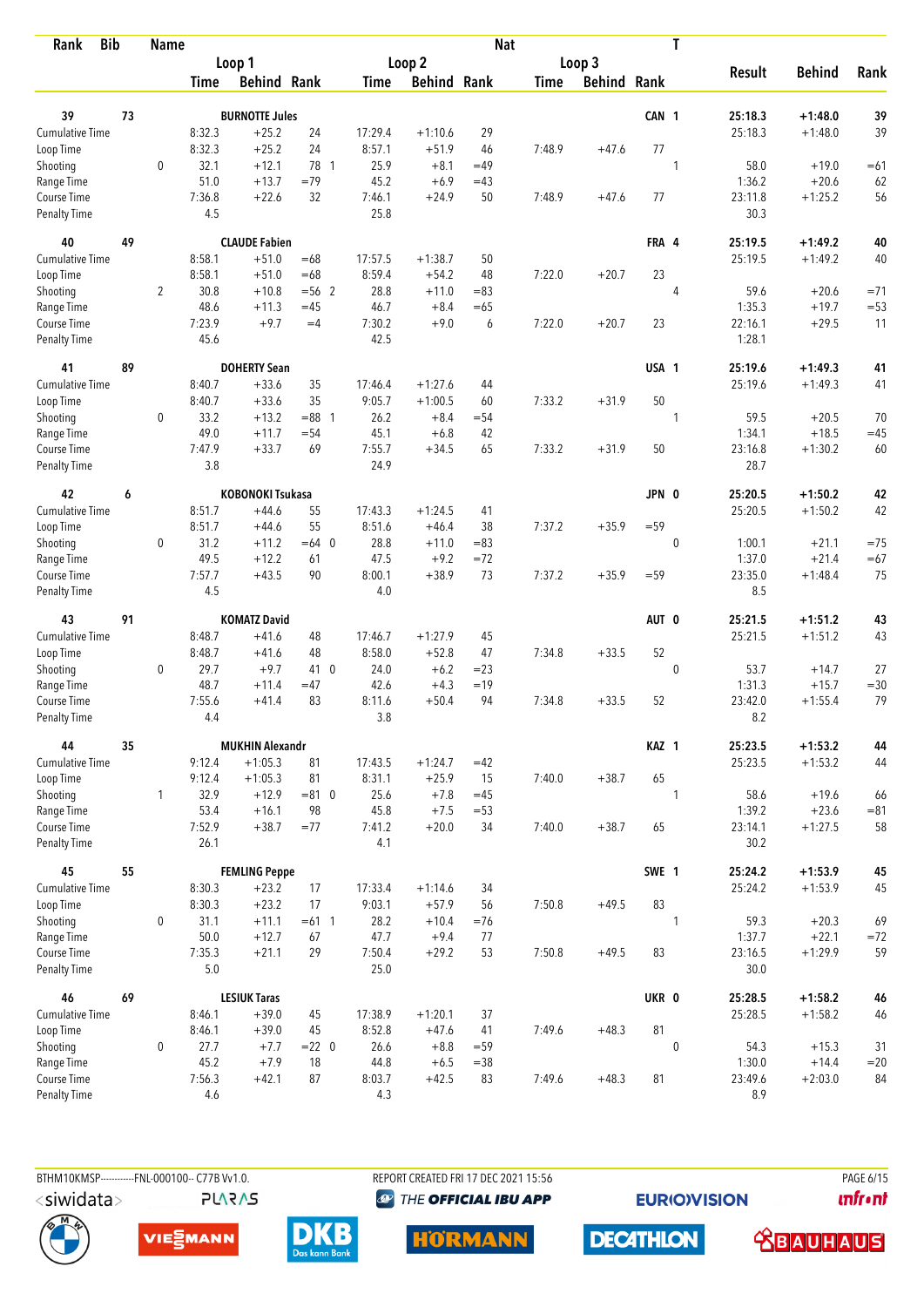| Rank | Bib | Name | | Loop 1 Time | Loop 1 Behind | Loop 1 Rank | | Loop 2 Time | Loop 2 Behind | Loop 2 Rank | Loop 3 Time | Loop 3 Behind | Loop 3 Rank | Nat | T | Result | Behind | Rank |
|---|---|---|---|---|---|---|---|---|---|---|---|---|---|---|---|---|---|---|
| 39 | 73 | BURNOTTE Jules | | | | | | | | | | | | CAN | 1 | 25:18.3 | +1:48.0 | 39 |
| Cumulative Time | | | | 8:32.3 | +25.2 | 24 | | 17:29.4 | +1:10.6 | 29 | | | | | | 25:18.3 | +1:48.0 | 39 |
| Loop Time | | | | 8:32.3 | +25.2 | 24 | | 8:57.1 | +51.9 | 46 | 7:48.9 | +47.6 | 77 | | | | | |
| Shooting | | | 0 | 32.1 | +12.1 | 78 | 1 | 25.9 | +8.1 | =49 | | | | | 1 | 58.0 | +19.0 | =61 |
| Range Time | | | | 51.0 | +13.7 | =79 | | 45.2 | +6.9 | =43 | | | | | | 1:36.2 | +20.6 | 62 |
| Course Time | | | | 7:36.8 | +22.6 | 32 | | 7:46.1 | +24.9 | 50 | 7:48.9 | +47.6 | 77 | | | 23:11.8 | +1:25.2 | 56 |
| Penalty Time | | | | 4.5 | | | | 25.8 | | | | | | | | 30.3 | | |
| 40 | 49 | CLAUDE Fabien | | | | | | | | | | | | FRA | 4 | 25:19.5 | +1:49.2 | 40 |
| Cumulative Time | | | | 8:58.1 | +51.0 | =68 | | 17:57.5 | +1:38.7 | 50 | | | | | | 25:19.5 | +1:49.2 | 40 |
| Loop Time | | | | 8:58.1 | +51.0 | =68 | | 8:59.4 | +54.2 | 48 | 7:22.0 | +20.7 | 23 | | | | | |
| Shooting | | | 2 | 30.8 | +10.8 | =56 | 2 | 28.8 | +11.0 | =83 | | | | | 4 | 59.6 | +20.6 | =71 |
| Range Time | | | | 48.6 | +11.3 | =45 | | 46.7 | +8.4 | =65 | | | | | | 1:35.3 | +19.7 | =53 |
| Course Time | | | | 7:23.9 | +9.7 | =4 | | 7:30.2 | +9.0 | 6 | 7:22.0 | +20.7 | 23 | | | 22:16.1 | +29.5 | 11 |
| Penalty Time | | | | 45.6 | | | | 42.5 | | | | | | | | 1:28.1 | | |
| 41 | 89 | DOHERTY Sean | | | | | | | | | | | | USA | 1 | 25:19.6 | +1:49.3 | 41 |
| Cumulative Time | | | | 8:40.7 | +33.6 | 35 | | 17:46.4 | +1:27.6 | 44 | | | | | | 25:19.6 | +1:49.3 | 41 |
| Loop Time | | | | 8:40.7 | +33.6 | 35 | | 9:05.7 | +1:00.5 | 60 | 7:33.2 | +31.9 | 50 | | | | | |
| Shooting | | | 0 | 33.2 | +13.2 | =88 | 1 | 26.2 | +8.4 | =54 | | | | | 1 | 59.5 | +20.5 | 70 |
| Range Time | | | | 49.0 | +11.7 | =54 | | 45.1 | +6.8 | 42 | | | | | | 1:34.1 | +18.5 | =45 |
| Course Time | | | | 7:47.9 | +33.7 | 69 | | 7:55.7 | +34.5 | 65 | 7:33.2 | +31.9 | 50 | | | 23:16.8 | +1:30.2 | 60 |
| Penalty Time | | | | 3.8 | | | | 24.9 | | | | | | | | 28.7 | | |
| 42 | 6 | KOBONOKI Tsukasa | | | | | | | | | | | | JPN | 0 | 25:20.5 | +1:50.2 | 42 |
| Cumulative Time | | | | 8:51.7 | +44.6 | 55 | | 17:43.3 | +1:24.5 | 41 | | | | | | 25:20.5 | +1:50.2 | 42 |
| Loop Time | | | | 8:51.7 | +44.6 | 55 | | 8:51.6 | +46.4 | 38 | 7:37.2 | +35.9 | =59 | | | | | |
| Shooting | | | 0 | 31.2 | +11.2 | =64 | 0 | 28.8 | +11.0 | =83 | | | | | 0 | 1:00.1 | +21.1 | =75 |
| Range Time | | | | 49.5 | +12.2 | 61 | | 47.5 | +9.2 | =72 | | | | | | 1:37.0 | +21.4 | =67 |
| Course Time | | | | 7:57.7 | +43.5 | 90 | | 8:00.1 | +38.9 | 73 | 7:37.2 | +35.9 | =59 | | | 23:35.0 | +1:48.4 | 75 |
| Penalty Time | | | | 4.5 | | | | 4.0 | | | | | | | | 8.5 | | |
| 43 | 91 | KOMATZ David | | | | | | | | | | | | AUT | 0 | 25:21.5 | +1:51.2 | 43 |
| Cumulative Time | | | | 8:48.7 | +41.6 | 48 | | 17:46.7 | +1:27.9 | 45 | | | | | | 25:21.5 | +1:51.2 | 43 |
| Loop Time | | | | 8:48.7 | +41.6 | 48 | | 8:58.0 | +52.8 | 47 | 7:34.8 | +33.5 | 52 | | | | | |
| Shooting | | | 0 | 29.7 | +9.7 | 41 | 0 | 24.0 | +6.2 | =23 | | | | | 0 | 53.7 | +14.7 | 27 |
| Range Time | | | | 48.7 | +11.4 | =47 | | 42.6 | +4.3 | =19 | | | | | | 1:31.3 | +15.7 | =30 |
| Course Time | | | | 7:55.6 | +41.4 | 83 | | 8:11.6 | +50.4 | 94 | 7:34.8 | +33.5 | 52 | | | 23:42.0 | +1:55.4 | 79 |
| Penalty Time | | | | 4.4 | | | | 3.8 | | | | | | | | 8.2 | | |
| 44 | 35 | MUKHIN Alexandr | | | | | | | | | | | | KAZ | 1 | 25:23.5 | +1:53.2 | 44 |
| Cumulative Time | | | | 9:12.4 | +1:05.3 | 81 | | 17:43.5 | +1:24.7 | =42 | | | | | | 25:23.5 | +1:53.2 | 44 |
| Loop Time | | | | 9:12.4 | +1:05.3 | 81 | | 8:31.1 | +25.9 | 15 | 7:40.0 | +38.7 | 65 | | | | | |
| Shooting | | | 1 | 32.9 | +12.9 | =81 | 0 | 25.6 | +7.8 | =45 | | | | | 1 | 58.6 | +19.6 | 66 |
| Range Time | | | | 53.4 | +16.1 | 98 | | 45.8 | +7.5 | =53 | | | | | | 1:39.2 | +23.6 | =81 |
| Course Time | | | | 7:52.9 | +38.7 | =77 | | 7:41.2 | +20.0 | 34 | 7:40.0 | +38.7 | 65 | | | 23:14.1 | +1:27.5 | 58 |
| Penalty Time | | | | 26.1 | | | | 4.1 | | | | | | | | 30.2 | | |
| 45 | 55 | FEMLING Peppe | | | | | | | | | | | | SWE | 1 | 25:24.2 | +1:53.9 | 45 |
| Cumulative Time | | | | 8:30.3 | +23.2 | 17 | | 17:33.4 | +1:14.6 | 34 | | | | | | 25:24.2 | +1:53.9 | 45 |
| Loop Time | | | | 8:30.3 | +23.2 | 17 | | 9:03.1 | +57.9 | 56 | 7:50.8 | +49.5 | 83 | | | | | |
| Shooting | | | 0 | 31.1 | +11.1 | =61 | 1 | 28.2 | +10.4 | =76 | | | | | 1 | 59.3 | +20.3 | 69 |
| Range Time | | | | 50.0 | +12.7 | 67 | | 47.7 | +9.4 | 77 | | | | | | 1:37.7 | +22.1 | =72 |
| Course Time | | | | 7:35.3 | +21.1 | 29 | | 7:50.4 | +29.2 | 53 | 7:50.8 | +49.5 | 83 | | | 23:16.5 | +1:29.9 | 59 |
| Penalty Time | | | | 5.0 | | | | 25.0 | | | | | | | | 30.0 | | |
| 46 | 69 | LESIUK Taras | | | | | | | | | | | | UKR | 0 | 25:28.5 | +1:58.2 | 46 |
| Cumulative Time | | | | 8:46.1 | +39.0 | 45 | | 17:38.9 | +1:20.1 | 37 | | | | | | 25:28.5 | +1:58.2 | 46 |
| Loop Time | | | | 8:46.1 | +39.0 | 45 | | 8:52.8 | +47.6 | 41 | 7:49.6 | +48.3 | 81 | | | | | |
| Shooting | | | 0 | 27.7 | +7.7 | =22 | 0 | 26.6 | +8.8 | =59 | | | | | 0 | 54.3 | +15.3 | 31 |
| Range Time | | | | 45.2 | +7.9 | 18 | | 44.8 | +6.5 | =38 | | | | | | 1:30.0 | +14.4 | =20 |
| Course Time | | | | 7:56.3 | +42.1 | 87 | | 8:03.7 | +42.5 | 83 | 7:49.6 | +48.3 | 81 | | | 23:49.6 | +2:03.0 | 84 |
| Penalty Time | | | | 4.6 | | | | 4.3 | | | | | | | | 8.9 | | |

BTHM10KMSP-----------FNL-000100-- C77B Vv1.0. REPORT CREATED FRI 17 DEC 2021 15:56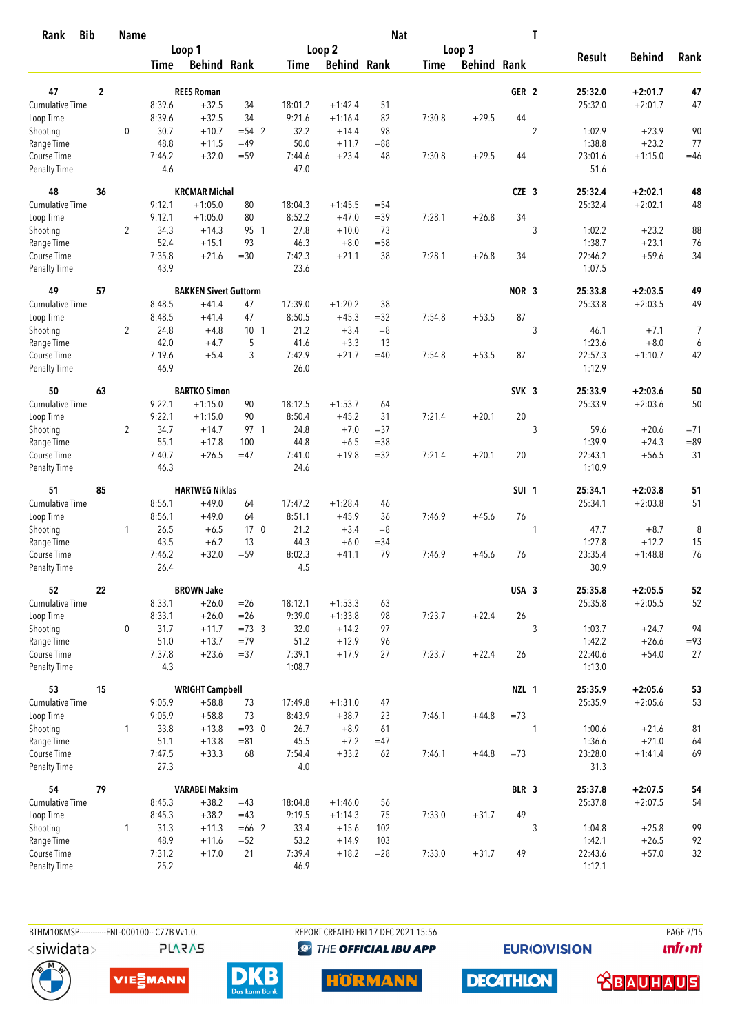| Rank | Bib | Name | | Loop 1 Time | Loop 1 Behind | Loop 1 Rank | | Loop 2 Time | Loop 2 Behind | Loop 2 Rank | Nat | Loop 3 Time | Loop 3 Behind | Loop 3 Rank | T | Result | Behind | Rank |
|---|---|---|---|---|---|---|---|---|---|---|---|---|---|---|---|---|---|---|
| 47 | 2 | REES Roman | | | | | | | | | GER | | | | 2 | 25:32.0 | +2:01.7 | 47 |
| Cumulative Time | | | | 8:39.6 | +32.5 | 34 | | 18:01.2 | +1:42.4 | 51 | | | | | | 25:32.0 | +2:01.7 | 47 |
| Loop Time | | | | 8:39.6 | +32.5 | 34 | | 9:21.6 | +1:16.4 | 82 | | 7:30.8 | +29.5 | 44 | | | | |
| Shooting | | | 0 | 30.7 | +10.7 | =54 | 2 | 32.2 | +14.4 | 98 | | | | | 2 | 1:02.9 | +23.9 | 90 |
| Range Time | | | | 48.8 | +11.5 | =49 | | 50.0 | +11.7 | =88 | | | | | | 1:38.8 | +23.2 | 77 |
| Course Time | | | | 7:46.2 | +32.0 | =59 | | 7:44.6 | +23.4 | 48 | | 7:30.8 | +29.5 | 44 | | 23:01.6 | +1:15.0 | =46 |
| Penalty Time | | | | 4.6 | | | | 47.0 | | | | | | | | 51.6 | | |
| 48 | 36 | KRCMAR Michal | | | | | | | | | CZE | | | | 3 | 25:32.4 | +2:02.1 | 48 |
| Cumulative Time | | | | 9:12.1 | +1:05.0 | 80 | | 18:04.3 | +1:45.5 | =54 | | | | | | 25:32.4 | +2:02.1 | 48 |
| Loop Time | | | | 9:12.1 | +1:05.0 | 80 | | 8:52.2 | +47.0 | =39 | | 7:28.1 | +26.8 | 34 | | | | |
| Shooting | | | 2 | 34.3 | +14.3 | 95 | 1 | 27.8 | +10.0 | 73 | | | | | 3 | 1:02.2 | +23.2 | 88 |
| Range Time | | | | 52.4 | +15.1 | 93 | | 46.3 | +8.0 | =58 | | | | | | 1:38.7 | +23.1 | 76 |
| Course Time | | | | 7:35.8 | +21.6 | =30 | | 7:42.3 | +21.1 | 38 | | 7:28.1 | +26.8 | 34 | | 22:46.2 | +59.6 | 34 |
| Penalty Time | | | | 43.9 | | | | 23.6 | | | | | | | | 1:07.5 | | |
| 49 | 57 | BAKKEN Sivert Guttorm | | | | | | | | | NOR | | | | 3 | 25:33.8 | +2:03.5 | 49 |
| Cumulative Time | | | | 8:48.5 | +41.4 | 47 | | 17:39.0 | +1:20.2 | 38 | | | | | | 25:33.8 | +2:03.5 | 49 |
| Loop Time | | | | 8:48.5 | +41.4 | 47 | | 8:50.5 | +45.3 | =32 | | 7:54.8 | +53.5 | 87 | | | | |
| Shooting | | | 2 | 24.8 | +4.8 | 10 | 1 | 21.2 | +3.4 | =8 | | | | | 3 | 46.1 | +7.1 | 7 |
| Range Time | | | | 42.0 | +4.7 | 5 | | 41.6 | +3.3 | 13 | | | | | | 1:23.6 | +8.0 | 6 |
| Course Time | | | | 7:19.6 | +5.4 | 3 | | 7:42.9 | +21.7 | =40 | | 7:54.8 | +53.5 | 87 | | 22:57.3 | +1:10.7 | 42 |
| Penalty Time | | | | 46.9 | | | | 26.0 | | | | | | | | 1:12.9 | | |
| 50 | 63 | BARTKO Simon | | | | | | | | | SVK | | | | 3 | 25:33.9 | +2:03.6 | 50 |
| Cumulative Time | | | | 9:22.1 | +1:15.0 | 90 | | 18:12.5 | +1:53.7 | 64 | | | | | | 25:33.9 | +2:03.6 | 50 |
| Loop Time | | | | 9:22.1 | +1:15.0 | 90 | | 8:50.4 | +45.2 | 31 | | 7:21.4 | +20.1 | 20 | | | | |
| Shooting | | | 2 | 34.7 | +14.7 | 97 | 1 | 24.8 | +7.0 | =37 | | | | | 3 | 59.6 | +20.6 | =71 |
| Range Time | | | | 55.1 | +17.8 | 100 | | 44.8 | +6.5 | =38 | | | | | | 1:39.9 | +24.3 | =89 |
| Course Time | | | | 7:40.7 | +26.5 | =47 | | 7:41.0 | +19.8 | =32 | | 7:21.4 | +20.1 | 20 | | 22:43.1 | +56.5 | 31 |
| Penalty Time | | | | 46.3 | | | | 24.6 | | | | | | | | 1:10.9 | | |
| 51 | 85 | HARTWEG Niklas | | | | | | | | | SUI | | | | 1 | 25:34.1 | +2:03.8 | 51 |
| Cumulative Time | | | | 8:56.1 | +49.0 | 64 | | 17:47.2 | +1:28.4 | 46 | | | | | | 25:34.1 | +2:03.8 | 51 |
| Loop Time | | | | 8:56.1 | +49.0 | 64 | | 8:51.1 | +45.9 | 36 | | 7:46.9 | +45.6 | 76 | | | | |
| Shooting | | | 1 | 26.5 | +6.5 | 17 | 0 | 21.2 | +3.4 | =8 | | | | | 1 | 47.7 | +8.7 | 8 |
| Range Time | | | | 43.5 | +6.2 | 13 | | 44.3 | +6.0 | =34 | | | | | | 1:27.8 | +12.2 | 15 |
| Course Time | | | | 7:46.2 | +32.0 | =59 | | 8:02.3 | +41.1 | 79 | | 7:46.9 | +45.6 | 76 | | 23:35.4 | +1:48.8 | 76 |
| Penalty Time | | | | 26.4 | | | | 4.5 | | | | | | | | 30.9 | | |
| 52 | 22 | BROWN Jake | | | | | | | | | USA | | | | 3 | 25:35.8 | +2:05.5 | 52 |
| Cumulative Time | | | | 8:33.1 | +26.0 | =26 | | 18:12.1 | +1:53.3 | 63 | | | | | | 25:35.8 | +2:05.5 | 52 |
| Loop Time | | | | 8:33.1 | +26.0 | =26 | | 9:39.0 | +1:33.8 | 98 | | 7:23.7 | +22.4 | 26 | | | | |
| Shooting | | | 0 | 31.7 | +11.7 | =73 | 3 | 32.0 | +14.2 | 97 | | | | | 3 | 1:03.7 | +24.7 | 94 |
| Range Time | | | | 51.0 | +13.7 | =79 | | 51.2 | +12.9 | 96 | | | | | | 1:42.2 | +26.6 | =93 |
| Course Time | | | | 7:37.8 | +23.6 | =37 | | 7:39.1 | +17.9 | 27 | | 7:23.7 | +22.4 | 26 | | 22:40.6 | +54.0 | 27 |
| Penalty Time | | | | 4.3 | | | | 1:08.7 | | | | | | | | 1:13.0 | | |
| 53 | 15 | WRIGHT Campbell | | | | | | | | | NZL | | | | 1 | 25:35.9 | +2:05.6 | 53 |
| Cumulative Time | | | | 9:05.9 | +58.8 | 73 | | 17:49.8 | +1:31.0 | 47 | | | | | | 25:35.9 | +2:05.6 | 53 |
| Loop Time | | | | 9:05.9 | +58.8 | 73 | | 8:43.9 | +38.7 | 23 | | 7:46.1 | +44.8 | =73 | | | | |
| Shooting | | | 1 | 33.8 | +13.8 | =93 | 0 | 26.7 | +8.9 | 61 | | | | | 1 | 1:00.6 | +21.6 | 81 |
| Range Time | | | | 51.1 | +13.8 | =81 | | 45.5 | +7.2 | =47 | | | | | | 1:36.6 | +21.0 | 64 |
| Course Time | | | | 7:47.5 | +33.3 | 68 | | 7:54.4 | +33.2 | 62 | | 7:46.1 | +44.8 | =73 | | 23:28.0 | +1:41.4 | 69 |
| Penalty Time | | | | 27.3 | | | | 4.0 | | | | | | | | 31.3 | | |
| 54 | 79 | VARABEI Maksim | | | | | | | | | BLR | | | | 3 | 25:37.8 | +2:07.5 | 54 |
| Cumulative Time | | | | 8:45.3 | +38.2 | =43 | | 18:04.8 | +1:46.0 | 56 | | | | | | 25:37.8 | +2:07.5 | 54 |
| Loop Time | | | | 8:45.3 | +38.2 | =43 | | 9:19.5 | +1:14.3 | 75 | | 7:33.0 | +31.7 | 49 | | | | |
| Shooting | | | 1 | 31.3 | +11.3 | =66 | 2 | 33.4 | +15.6 | 102 | | | | | 3 | 1:04.8 | +25.8 | 99 |
| Range Time | | | | 48.9 | +11.6 | =52 | | 53.2 | +14.9 | 103 | | | | | | 1:42.1 | +26.5 | 92 |
| Course Time | | | | 7:31.2 | +17.0 | 21 | | 7:39.4 | +18.2 | =28 | | 7:33.0 | +31.7 | 49 | | 22:43.6 | +57.0 | 32 |
| Penalty Time | | | | 25.2 | | | | 46.9 | | | | | | | | 1:12.1 | | |

BTHM10KMSP-----------FNL-000100-- C77B Vv1.0. REPORT CREATED FRI 17 DEC 2021 15:56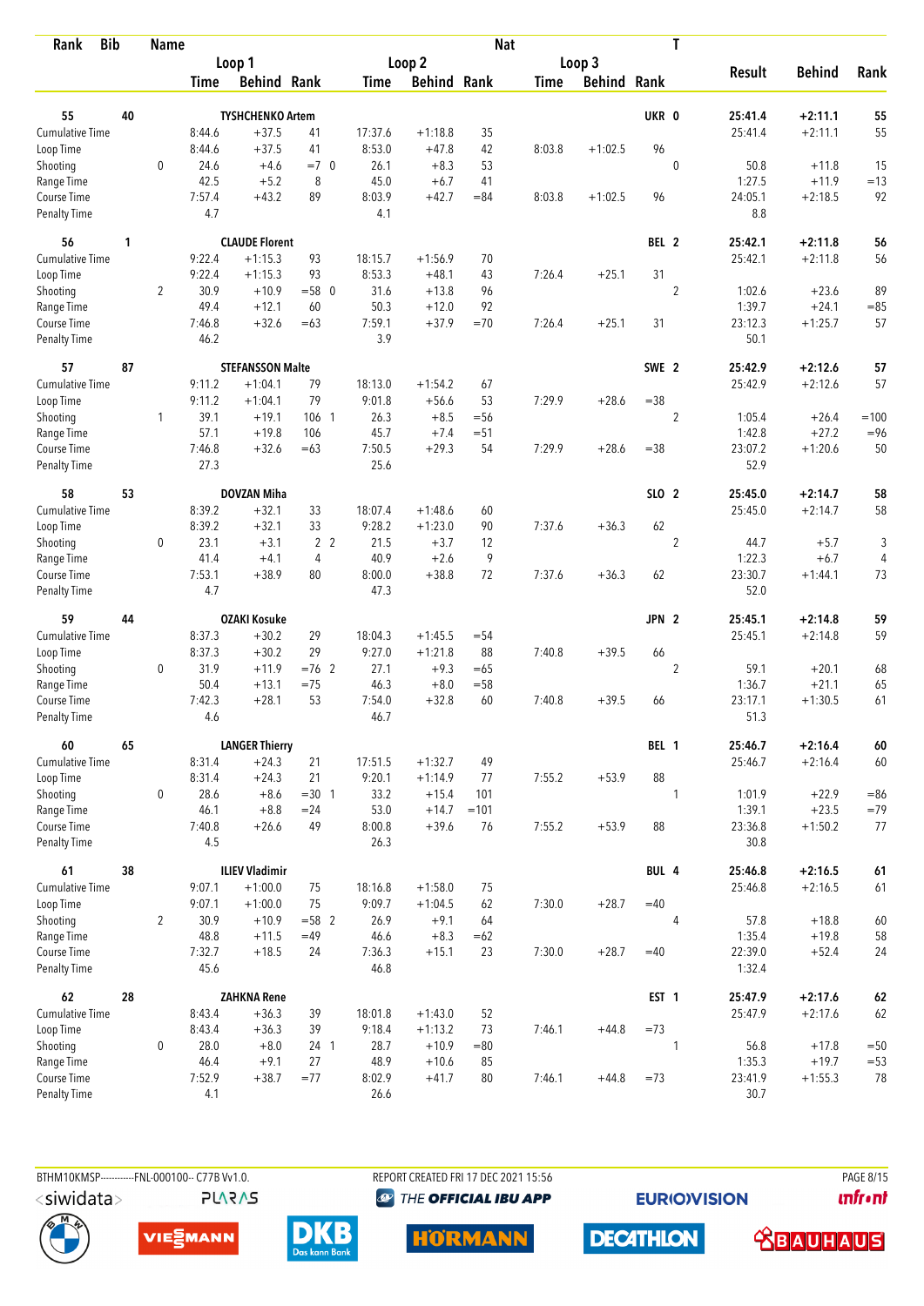| Rank | Bib | Name | | | | | | | Nat | | | T | | | |
|---|---|---|---|---|---|---|---|---|---|---|---|---|---|---|---|
| | | | Loop 1 | | | Loop 2 | | | Loop 3 | | | | Result | Behind | Rank |
| | | | Time | Behind | Rank | Time | Behind | Rank | Time | Behind | Rank | | | | |
| **55** | **40** | **TYSHCHENKO Artem** | | | | | | | | | **UKR** | **0** | **25:41.4** | **+2:11.1** | **55** |
| Cumulative Time | | | 8:44.6 | +37.5 | 41 | 17:37.6 | +1:18.8 | 35 | | | | | 25:41.4 | +2:11.1 | 55 |
| Loop Time | | | 8:44.6 | +37.5 | 41 | 8:53.0 | +47.8 | 42 | 8:03.8 | +1:02.5 | 96 | | | | |
| Shooting | | 0 | 24.6 | +4.6 | =7 0 | 26.1 | +8.3 | 53 | | | | 0 | 50.8 | +11.8 | 15 |
| Range Time | | | 42.5 | +5.2 | 8 | 45.0 | +6.7 | 41 | | | | | 1:27.5 | +11.9 | =13 |
| Course Time | | | 7:57.4 | +43.2 | 89 | 8:03.9 | +42.7 | =84 | 8:03.8 | +1:02.5 | 96 | | 24:05.1 | +2:18.5 | 92 |
| Penalty Time | | | 4.7 | | | 4.1 | | | | | | | 8.8 | | |
| **56** | **1** | **CLAUDE Florent** | | | | | | | | | **BEL** | **2** | **25:42.1** | **+2:11.8** | **56** |
| Cumulative Time | | | 9:22.4 | +1:15.3 | 93 | 18:15.7 | +1:56.9 | 70 | | | | | 25:42.1 | +2:11.8 | 56 |
| Loop Time | | | 9:22.4 | +1:15.3 | 93 | 8:53.3 | +48.1 | 43 | 7:26.4 | +25.1 | 31 | | | | |
| Shooting | | 2 | 30.9 | +10.9 | =58 0 | 31.6 | +13.8 | 96 | | | | 2 | 1:02.6 | +23.6 | 89 |
| Range Time | | | 49.4 | +12.1 | 60 | 50.3 | +12.0 | 92 | | | | | 1:39.7 | +24.1 | =85 |
| Course Time | | | 7:46.8 | +32.6 | =63 | 7:59.1 | +37.9 | =70 | 7:26.4 | +25.1 | 31 | | 23:12.3 | +1:25.7 | 57 |
| Penalty Time | | | 46.2 | | | 3.9 | | | | | | | 50.1 | | |
| **57** | **87** | **STEFANSSON Malte** | | | | | | | | | **SWE** | **2** | **25:42.9** | **+2:12.6** | **57** |
| Cumulative Time | | | 9:11.2 | +1:04.1 | 79 | 18:13.0 | +1:54.2 | 67 | | | | | 25:42.9 | +2:12.6 | 57 |
| Loop Time | | | 9:11.2 | +1:04.1 | 79 | 9:01.8 | +56.6 | 53 | 7:29.9 | +28.6 | =38 | | | | |
| Shooting | | 1 | 39.1 | +19.1 | 106 1 | 26.3 | +8.5 | =56 | | | | 2 | 1:05.4 | +26.4 | =100 |
| Range Time | | | 57.1 | +19.8 | 106 | 45.7 | +7.4 | =51 | | | | | 1:42.8 | +27.2 | =96 |
| Course Time | | | 7:46.8 | +32.6 | =63 | 7:50.5 | +29.3 | 54 | 7:29.9 | +28.6 | =38 | | 23:07.2 | +1:20.6 | 50 |
| Penalty Time | | | 27.3 | | | 25.6 | | | | | | | 52.9 | | |
| **58** | **53** | **DOVZAN Miha** | | | | | | | | | **SLO** | **2** | **25:45.0** | **+2:14.7** | **58** |
| Cumulative Time | | | 8:39.2 | +32.1 | 33 | 18:07.4 | +1:48.6 | 60 | | | | | 25:45.0 | +2:14.7 | 58 |
| Loop Time | | | 8:39.2 | +32.1 | 33 | 9:28.2 | +1:23.0 | 90 | 7:37.6 | +36.3 | 62 | | | | |
| Shooting | | 0 | 23.1 | +3.1 | 2 2 | 21.5 | +3.7 | 12 | | | | 2 | 44.7 | +5.7 | 3 |
| Range Time | | | 41.4 | +4.1 | 4 | 40.9 | +2.6 | 9 | | | | | 1:22.3 | +6.7 | 4 |
| Course Time | | | 7:53.1 | +38.9 | 80 | 8:00.0 | +38.8 | 72 | 7:37.6 | +36.3 | 62 | | 23:30.7 | +1:44.1 | 73 |
| Penalty Time | | | 4.7 | | | 47.3 | | | | | | | 52.0 | | |
| **59** | **44** | **OZAKI Kosuke** | | | | | | | | | **JPN** | **2** | **25:45.1** | **+2:14.8** | **59** |
| Cumulative Time | | | 8:37.3 | +30.2 | 29 | 18:04.3 | +1:45.5 | =54 | | | | | 25:45.1 | +2:14.8 | 59 |
| Loop Time | | | 8:37.3 | +30.2 | 29 | 9:27.0 | +1:21.8 | 88 | 7:40.8 | +39.5 | 66 | | | | |
| Shooting | | 0 | 31.9 | +11.9 | =76 2 | 27.1 | +9.3 | =65 | | | | 2 | 59.1 | +20.1 | 68 |
| Range Time | | | 50.4 | +13.1 | =75 | 46.3 | +8.0 | =58 | | | | | 1:36.7 | +21.1 | 65 |
| Course Time | | | 7:42.3 | +28.1 | 53 | 7:54.0 | +32.8 | 60 | 7:40.8 | +39.5 | 66 | | 23:17.1 | +1:30.5 | 61 |
| Penalty Time | | | 4.6 | | | 46.7 | | | | | | | 51.3 | | |
| **60** | **65** | **LANGER Thierry** | | | | | | | | | **BEL** | **1** | **25:46.7** | **+2:16.4** | **60** |
| Cumulative Time | | | 8:31.4 | +24.3 | 21 | 17:51.5 | +1:32.7 | 49 | | | | | 25:46.7 | +2:16.4 | 60 |
| Loop Time | | | 8:31.4 | +24.3 | 21 | 9:20.1 | +1:14.9 | 77 | 7:55.2 | +53.9 | 88 | | | | |
| Shooting | | 0 | 28.6 | +8.6 | =30 1 | 33.2 | +15.4 | 101 | | | | 1 | 1:01.9 | +22.9 | =86 |
| Range Time | | | 46.1 | +8.8 | =24 | 53.0 | +14.7 | =101 | | | | | 1:39.1 | +23.5 | =79 |
| Course Time | | | 7:40.8 | +26.6 | 49 | 8:00.8 | +39.6 | 76 | 7:55.2 | +53.9 | 88 | | 23:36.8 | +1:50.2 | 77 |
| Penalty Time | | | 4.5 | | | 26.3 | | | | | | | 30.8 | | |
| **61** | **38** | **ILIEV Vladimir** | | | | | | | | | **BUL** | **4** | **25:46.8** | **+2:16.5** | **61** |
| Cumulative Time | | | 9:07.1 | +1:00.0 | 75 | 18:16.8 | +1:58.0 | 75 | | | | | 25:46.8 | +2:16.5 | 61 |
| Loop Time | | | 9:07.1 | +1:00.0 | 75 | 9:09.7 | +1:04.5 | 62 | 7:30.0 | +28.7 | =40 | | | | |
| Shooting | | 2 | 30.9 | +10.9 | =58 2 | 26.9 | +9.1 | 64 | | | | 4 | 57.8 | +18.8 | 60 |
| Range Time | | | 48.8 | +11.5 | =49 | 46.6 | +8.3 | =62 | | | | | 1:35.4 | +19.8 | 58 |
| Course Time | | | 7:32.7 | +18.5 | 24 | 7:36.3 | +15.1 | 23 | 7:30.0 | +28.7 | =40 | | 22:39.0 | +52.4 | 24 |
| Penalty Time | | | 45.6 | | | 46.8 | | | | | | | 1:32.4 | | |
| **62** | **28** | **ZAHKNA Rene** | | | | | | | | | **EST** | **1** | **25:47.9** | **+2:17.6** | **62** |
| Cumulative Time | | | 8:43.4 | +36.3 | 39 | 18:01.8 | +1:43.0 | 52 | | | | | 25:47.9 | +2:17.6 | 62 |
| Loop Time | | | 8:43.4 | +36.3 | 39 | 9:18.4 | +1:13.2 | 73 | 7:46.1 | +44.8 | =73 | | | | |
| Shooting | | 0 | 28.0 | +8.0 | 24 1 | 28.7 | +10.9 | =80 | | | | 1 | 56.8 | +17.8 | =50 |
| Range Time | | | 46.4 | +9.1 | 27 | 48.9 | +10.6 | 85 | | | | | 1:35.3 | +19.7 | =53 |
| Course Time | | | 7:52.9 | +38.7 | =77 | 8:02.9 | +41.7 | 80 | 7:46.1 | +44.8 | =73 | | 23:41.9 | +1:55.3 | 78 |
| Penalty Time | | | 4.1 | | | 26.6 | | | | | | | 30.7 | | |

BTHM10KMSP-----------FNL-000100-- C77B Vv1.0. REPORT CREATED FRI 17 DEC 2021 15:56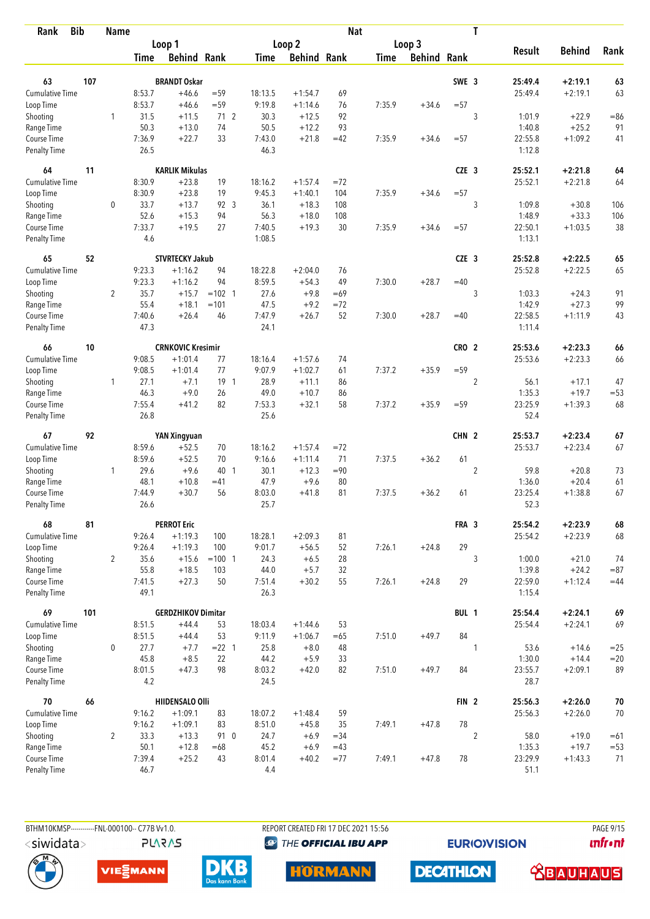| Rank | Bib | Name | | Loop 1 Time | Loop 1 Behind | Loop 1 Rank | Loop 2 Time | Loop 2 Behind | Loop 2 Rank | Loop 3 Time | Loop 3 Behind | Loop 3 Rank | Nat | T | Result | Behind | Rank |
|---|---|---|---|---|---|---|---|---|---|---|---|---|---|---|---|---|---|
| 63 | 107 | BRANDT Oskar | | | | | | | | | | | SWE | 3 | 25:49.4 | +2:19.1 | 63 |
| | | Cumulative Time | | 8:53.7 | +46.6 | =59 | 18:13.5 | +1:54.7 | 69 | | | | | | 25:49.4 | +2:19.1 | 63 |
| | | Loop Time | | 8:53.7 | +46.6 | =59 | 9:19.8 | +1:14.6 | 76 | 7:35.9 | +34.6 | =57 | | | | | |
| | | Shooting | 1 | 31.5 | +11.5 | 71 2 | 30.3 | +12.5 | 92 | | | | | 3 | 1:01.9 | +22.9 | =86 |
| | | Range Time | | 50.3 | +13.0 | 74 | 50.5 | +12.2 | 93 | | | | | | 1:40.8 | +25.2 | 91 |
| | | Course Time | | 7:36.9 | +22.7 | 33 | 7:43.0 | +21.8 | =42 | 7:35.9 | +34.6 | =57 | | | 22:55.8 | +1:09.2 | 41 |
| | | Penalty Time | | 26.5 | | | 46.3 | | | | | | | | 1:12.8 | | |
| 64 | 11 | KARLIK Mikulas | | | | | | | | | | | CZE | 3 | 25:52.1 | +2:21.8 | 64 |
| | | Cumulative Time | | 8:30.9 | +23.8 | 19 | 18:16.2 | +1:57.4 | =72 | | | | | | 25:52.1 | +2:21.8 | 64 |
| | | Loop Time | | 8:30.9 | +23.8 | 19 | 9:45.3 | +1:40.1 | 104 | 7:35.9 | +34.6 | =57 | | | | | |
| | | Shooting | 0 | 33.7 | +13.7 | 92 3 | 36.1 | +18.3 | 108 | | | | | 3 | 1:09.8 | +30.8 | 106 |
| | | Range Time | | 52.6 | +15.3 | 94 | 56.3 | +18.0 | 108 | | | | | | 1:48.9 | +33.3 | 106 |
| | | Course Time | | 7:33.7 | +19.5 | 27 | 7:40.5 | +19.3 | 30 | 7:35.9 | +34.6 | =57 | | | 22:50.1 | +1:03.5 | 38 |
| | | Penalty Time | | 4.6 | | | 1:08.5 | | | | | | | | 1:13.1 | | |
| 65 | 52 | STVRTECKY Jakub | | | | | | | | | | | CZE | 3 | 25:52.8 | +2:22.5 | 65 |
| | | Cumulative Time | | 9:23.3 | +1:16.2 | 94 | 18:22.8 | +2:04.0 | 76 | | | | | | 25:52.8 | +2:22.5 | 65 |
| | | Loop Time | | 9:23.3 | +1:16.2 | 94 | 8:59.5 | +54.3 | 49 | 7:30.0 | +28.7 | =40 | | | | | |
| | | Shooting | 2 | 35.7 | +15.7 | =102 1 | 27.6 | +9.8 | =69 | | | | | 3 | 1:03.3 | +24.3 | 91 |
| | | Range Time | | 55.4 | +18.1 | =101 | 47.5 | +9.2 | =72 | | | | | | 1:42.9 | +27.3 | 99 |
| | | Course Time | | 7:40.6 | +26.4 | 46 | 7:47.9 | +26.7 | 52 | 7:30.0 | +28.7 | =40 | | | 22:58.5 | +1:11.9 | 43 |
| | | Penalty Time | | 47.3 | | | 24.1 | | | | | | | | 1:11.4 | | |
| 66 | 10 | CRNKOVIC Kresimir | | | | | | | | | | | CRO | 2 | 25:53.6 | +2:23.3 | 66 |
| | | Cumulative Time | | 9:08.5 | +1:01.4 | 77 | 18:16.4 | +1:57.6 | 74 | | | | | | 25:53.6 | +2:23.3 | 66 |
| | | Loop Time | | 9:08.5 | +1:01.4 | 77 | 9:07.9 | +1:02.7 | 61 | 7:37.2 | +35.9 | =59 | | | | | |
| | | Shooting | 1 | 27.1 | +7.1 | 19 1 | 28.9 | +11.1 | 86 | | | | | 2 | 56.1 | +17.1 | 47 |
| | | Range Time | | 46.3 | +9.0 | 26 | 49.0 | +10.7 | 86 | | | | | | 1:35.3 | +19.7 | =53 |
| | | Course Time | | 7:55.4 | +41.2 | 82 | 7:53.3 | +32.1 | 58 | 7:37.2 | +35.9 | =59 | | | 23:25.9 | +1:39.3 | 68 |
| | | Penalty Time | | 26.8 | | | 25.6 | | | | | | | | 52.4 | | |
| 67 | 92 | YAN Xingyuan | | | | | | | | | | | CHN | 2 | 25:53.7 | +2:23.4 | 67 |
| | | Cumulative Time | | 8:59.6 | +52.5 | 70 | 18:16.2 | +1:57.4 | =72 | | | | | | 25:53.7 | +2:23.4 | 67 |
| | | Loop Time | | 8:59.6 | +52.5 | 70 | 9:16.6 | +1:11.4 | 71 | 7:37.5 | +36.2 | 61 | | | | | |
| | | Shooting | 1 | 29.6 | +9.6 | 40 1 | 30.1 | +12.3 | =90 | | | | | 2 | 59.8 | +20.8 | 73 |
| | | Range Time | | 48.1 | +10.8 | =41 | 47.9 | +9.6 | 80 | | | | | | 1:36.0 | +20.4 | 61 |
| | | Course Time | | 7:44.9 | +30.7 | 56 | 8:03.0 | +41.8 | 81 | 7:37.5 | +36.2 | 61 | | | 23:25.4 | +1:38.8 | 67 |
| | | Penalty Time | | 26.6 | | | 25.7 | | | | | | | | 52.3 | | |
| 68 | 81 | PERROT Eric | | | | | | | | | | | FRA | 3 | 25:54.2 | +2:23.9 | 68 |
| | | Cumulative Time | | 9:26.4 | +1:19.3 | 100 | 18:28.1 | +2:09.3 | 81 | | | | | | 25:54.2 | +2:23.9 | 68 |
| | | Loop Time | | 9:26.4 | +1:19.3 | 100 | 9:01.7 | +56.5 | 52 | 7:26.1 | +24.8 | 29 | | | | | |
| | | Shooting | 2 | 35.6 | +15.6 | =100 1 | 24.3 | +6.5 | 28 | | | | | 3 | 1:00.0 | +21.0 | 74 |
| | | Range Time | | 55.8 | +18.5 | 103 | 44.0 | +5.7 | 32 | | | | | | 1:39.8 | +24.2 | =87 |
| | | Course Time | | 7:41.5 | +27.3 | 50 | 7:51.4 | +30.2 | 55 | 7:26.1 | +24.8 | 29 | | | 22:59.0 | +1:12.4 | =44 |
| | | Penalty Time | | 49.1 | | | 26.3 | | | | | | | | 1:15.4 | | |
| 69 | 101 | GERDZHIKOV Dimitar | | | | | | | | | | | BUL | 1 | 25:54.4 | +2:24.1 | 69 |
| | | Cumulative Time | | 8:51.5 | +44.4 | 53 | 18:03.4 | +1:44.6 | 53 | | | | | | 25:54.4 | +2:24.1 | 69 |
| | | Loop Time | | 8:51.5 | +44.4 | 53 | 9:11.9 | +1:06.7 | =65 | 7:51.0 | +49.7 | 84 | | | | | |
| | | Shooting | 0 | 27.7 | +7.7 | =22 1 | 25.8 | +8.0 | 48 | | | | | 1 | 53.6 | +14.6 | =25 |
| | | Range Time | | 45.8 | +8.5 | 22 | 44.2 | +5.9 | 33 | | | | | | 1:30.0 | +14.4 | =20 |
| | | Course Time | | 8:01.5 | +47.3 | 98 | 8:03.2 | +42.0 | 82 | 7:51.0 | +49.7 | 84 | | | 23:55.7 | +2:09.1 | 89 |
| | | Penalty Time | | 4.2 | | | 24.5 | | | | | | | | 28.7 | | |
| 70 | 66 | HIIDENSALO Olli | | | | | | | | | | | FIN | 2 | 25:56.3 | +2:26.0 | 70 |
| | | Cumulative Time | | 9:16.2 | +1:09.1 | 83 | 18:07.2 | +1:48.4 | 59 | | | | | | 25:56.3 | +2:26.0 | 70 |
| | | Loop Time | | 9:16.2 | +1:09.1 | 83 | 8:51.0 | +45.8 | 35 | 7:49.1 | +47.8 | 78 | | | | | |
| | | Shooting | 2 | 33.3 | +13.3 | 91 0 | 24.7 | +6.9 | =34 | | | | | 2 | 58.0 | +19.0 | =61 |
| | | Range Time | | 50.1 | +12.8 | =68 | 45.2 | +6.9 | =43 | | | | | | 1:35.3 | +19.7 | =53 |
| | | Course Time | | 7:39.4 | +25.2 | 43 | 8:01.4 | +40.2 | =77 | 7:49.1 | +47.8 | 78 | | | 23:29.9 | +1:43.3 | 71 |
| | | Penalty Time | | 46.7 | | | 4.4 | | | | | | | | 51.1 | | |

BTHM10KMSP-----------FNL-000100-- C77B Vv1.0. REPORT CREATED FRI 17 DEC 2021 15:56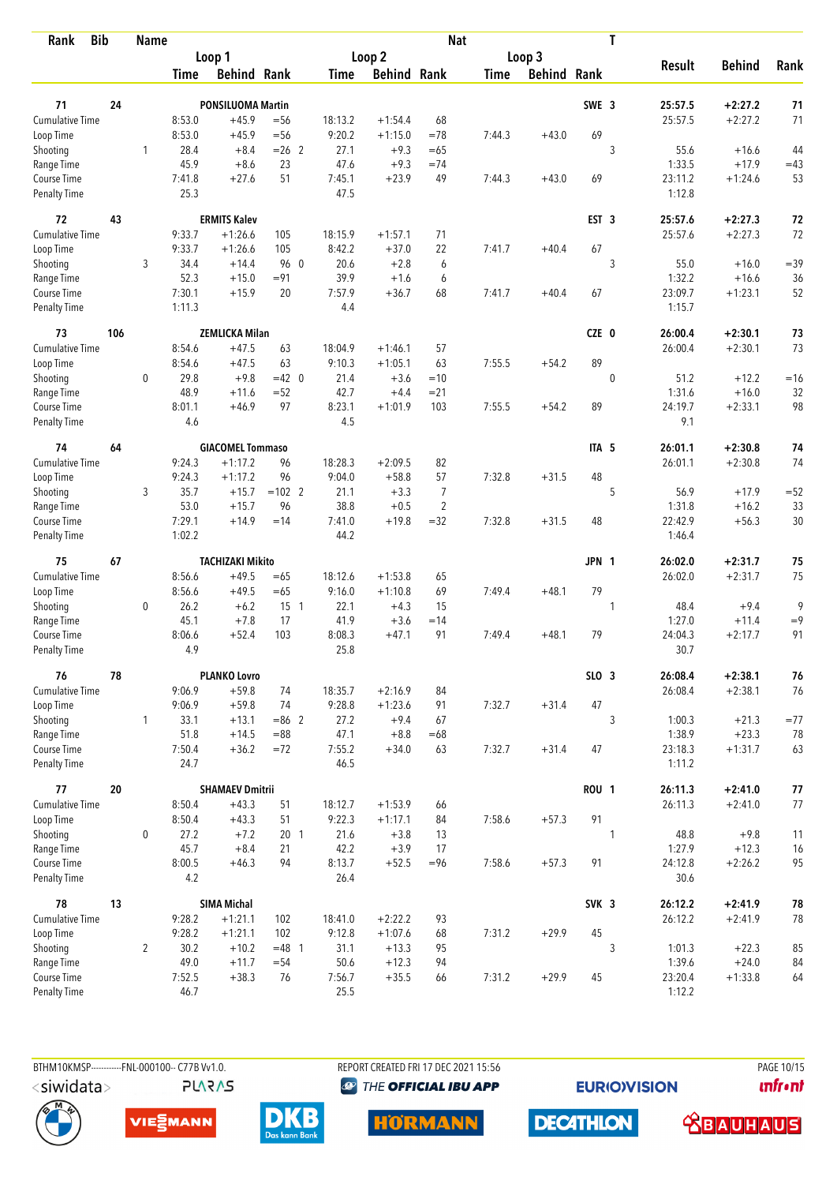| Rank | Bib | Name | | Loop 1 Time | Loop 1 Behind | Loop 1 Rank | Loop 2 Time | Loop 2 Behind | Loop 2 Rank | Loop 3 Time | Loop 3 Behind | Loop 3 Rank | Nat | T | Result | Behind | Rank |
|---|---|---|---|---|---|---|---|---|---|---|---|---|---|---|---|---|---|
| 71 | 24 | PONSILUOMA Martin | | | | | | | | | | | SWE | 3 | 25:57.5 | +2:27.2 | 71 |
| | | Cumulative Time | | 8:53.0 | +45.9 | =56 | 18:13.2 | +1:54.4 | 68 | | | | | | 25:57.5 | +2:27.2 | 71 |
| | | Loop Time | | 8:53.0 | +45.9 | =56 | 9:20.2 | +1:15.0 | =78 | 7:44.3 | +43.0 | 69 | | | | | |
| | | Shooting | 1 | 28.4 | +8.4 | =26 2 | 27.1 | +9.3 | =65 | | | | | 3 | 55.6 | +16.6 | 44 |
| | | Range Time | | 45.9 | +8.6 | 23 | 47.6 | +9.3 | =74 | | | | | | 1:33.5 | +17.9 | =43 |
| | | Course Time | | 7:41.8 | +27.6 | 51 | 7:45.1 | +23.9 | 49 | 7:44.3 | +43.0 | 69 | | | 23:11.2 | +1:24.6 | 53 |
| | | Penalty Time | | 25.3 | | | 47.5 | | | | | | | | 1:12.8 | | |
| 72 | 43 | ERMITS Kalev | | | | | | | | | | | EST | 3 | 25:57.6 | +2:27.3 | 72 |
| | | Cumulative Time | | 9:33.7 | +1:26.6 | 105 | 18:15.9 | +1:57.1 | 71 | | | | | | 25:57.6 | +2:27.3 | 72 |
| | | Loop Time | | 9:33.7 | +1:26.6 | 105 | 8:42.2 | +37.0 | 22 | 7:41.7 | +40.4 | 67 | | | | | |
| | | Shooting | 3 | 34.4 | +14.4 | 96 0 | 20.6 | +2.8 | 6 | | | | | 3 | 55.0 | +16.0 | =39 |
| | | Range Time | | 52.3 | +15.0 | =91 | 39.9 | +1.6 | 6 | | | | | | 1:32.2 | +16.6 | 36 |
| | | Course Time | | 7:30.1 | +15.9 | 20 | 7:57.9 | +36.7 | 68 | 7:41.7 | +40.4 | 67 | | | 23:09.7 | +1:23.1 | 52 |
| | | Penalty Time | | 1:11.3 | | | 4.4 | | | | | | | | 1:15.7 | | |
| 73 | 106 | ZEMLICKA Milan | | | | | | | | | | | CZE | 0 | 26:00.4 | +2:30.1 | 73 |
| | | Cumulative Time | | 8:54.6 | +47.5 | 63 | 18:04.9 | +1:46.1 | 57 | | | | | | 26:00.4 | +2:30.1 | 73 |
| | | Loop Time | | 8:54.6 | +47.5 | 63 | 9:10.3 | +1:05.1 | 63 | 7:55.5 | +54.2 | 89 | | | | | |
| | | Shooting | 0 | 29.8 | +9.8 | =42 0 | 21.4 | +3.6 | =10 | | | | | 0 | 51.2 | +12.2 | =16 |
| | | Range Time | | 48.9 | +11.6 | =52 | 42.7 | +4.4 | =21 | | | | | | 1:31.6 | +16.0 | 32 |
| | | Course Time | | 8:01.1 | +46.9 | 97 | 8:23.1 | +1:01.9 | 103 | 7:55.5 | +54.2 | 89 | | | 24:19.7 | +2:33.1 | 98 |
| | | Penalty Time | | 4.6 | | | 4.5 | | | | | | | | 9.1 | | |
| 74 | 64 | GIACOMEL Tommaso | | | | | | | | | | | ITA | 5 | 26:01.1 | +2:30.8 | 74 |
| | | Cumulative Time | | 9:24.3 | +1:17.2 | 96 | 18:28.3 | +2:09.5 | 82 | | | | | | 26:01.1 | +2:30.8 | 74 |
| | | Loop Time | | 9:24.3 | +1:17.2 | 96 | 9:04.0 | +58.8 | 57 | 7:32.8 | +31.5 | 48 | | | | | |
| | | Shooting | 3 | 35.7 | +15.7 | =102 2 | 21.1 | +3.3 | 7 | | | | | 5 | 56.9 | +17.9 | =52 |
| | | Range Time | | 53.0 | +15.7 | 96 | 38.8 | +0.5 | 2 | | | | | | 1:31.8 | +16.2 | 33 |
| | | Course Time | | 7:29.1 | +14.9 | =14 | 7:41.0 | +19.8 | =32 | 7:32.8 | +31.5 | 48 | | | 22:42.9 | +56.3 | 30 |
| | | Penalty Time | | 1:02.2 | | | 44.2 | | | | | | | | 1:46.4 | | |
| 75 | 67 | TACHIZAKI Mikito | | | | | | | | | | | JPN | 1 | 26:02.0 | +2:31.7 | 75 |
| | | Cumulative Time | | 8:56.6 | +49.5 | =65 | 18:12.6 | +1:53.8 | 65 | | | | | | 26:02.0 | +2:31.7 | 75 |
| | | Loop Time | | 8:56.6 | +49.5 | =65 | 9:16.0 | +1:10.8 | 69 | 7:49.4 | +48.1 | 79 | | | | | |
| | | Shooting | 0 | 26.2 | +6.2 | 15 1 | 22.1 | +4.3 | 15 | | | | | 1 | 48.4 | +9.4 | 9 |
| | | Range Time | | 45.1 | +7.8 | 17 | 41.9 | +3.6 | =14 | | | | | | 1:27.0 | +11.4 | =9 |
| | | Course Time | | 8:06.6 | +52.4 | 103 | 8:08.3 | +47.1 | 91 | 7:49.4 | +48.1 | 79 | | | 24:04.3 | +2:17.7 | 91 |
| | | Penalty Time | | 4.9 | | | 25.8 | | | | | | | | 30.7 | | |
| 76 | 78 | PLANKO Lovro | | | | | | | | | | | SLO | 3 | 26:08.4 | +2:38.1 | 76 |
| | | Cumulative Time | | 9:06.9 | +59.8 | 74 | 18:35.7 | +2:16.9 | 84 | | | | | | 26:08.4 | +2:38.1 | 76 |
| | | Loop Time | | 9:06.9 | +59.8 | 74 | 9:28.8 | +1:23.6 | 91 | 7:32.7 | +31.4 | 47 | | | | | |
| | | Shooting | 1 | 33.1 | +13.1 | =86 2 | 27.2 | +9.4 | 67 | | | | | 3 | 1:00.3 | +21.3 | =77 |
| | | Range Time | | 51.8 | +14.5 | =88 | 47.1 | +8.8 | =68 | | | | | | 1:38.9 | +23.3 | 78 |
| | | Course Time | | 7:50.4 | +36.2 | =72 | 7:55.2 | +34.0 | 63 | 7:32.7 | +31.4 | 47 | | | 23:18.3 | +1:31.7 | 63 |
| | | Penalty Time | | 24.7 | | | 46.5 | | | | | | | | 1:11.2 | | |
| 77 | 20 | SHAMAEV Dmitrii | | | | | | | | | | | ROU | 1 | 26:11.3 | +2:41.0 | 77 |
| | | Cumulative Time | | 8:50.4 | +43.3 | 51 | 18:12.7 | +1:53.9 | 66 | | | | | | 26:11.3 | +2:41.0 | 77 |
| | | Loop Time | | 8:50.4 | +43.3 | 51 | 9:22.3 | +1:17.1 | 84 | 7:58.6 | +57.3 | 91 | | | | | |
| | | Shooting | 0 | 27.2 | +7.2 | 20 1 | 21.6 | +3.8 | 13 | | | | | 1 | 48.8 | +9.8 | 11 |
| | | Range Time | | 45.7 | +8.4 | 21 | 42.2 | +3.9 | 17 | | | | | | 1:27.9 | +12.3 | 16 |
| | | Course Time | | 8:00.5 | +46.3 | 94 | 8:13.7 | +52.5 | =96 | 7:58.6 | +57.3 | 91 | | | 24:12.8 | +2:26.2 | 95 |
| | | Penalty Time | | 4.2 | | | 26.4 | | | | | | | | 30.6 | | |
| 78 | 13 | SIMA Michal | | | | | | | | | | | SVK | 3 | 26:12.2 | +2:41.9 | 78 |
| | | Cumulative Time | | 9:28.2 | +1:21.1 | 102 | 18:41.0 | +2:22.2 | 93 | | | | | | 26:12.2 | +2:41.9 | 78 |
| | | Loop Time | | 9:28.2 | +1:21.1 | 102 | 9:12.8 | +1:07.6 | 68 | 7:31.2 | +29.9 | 45 | | | | | |
| | | Shooting | 2 | 30.2 | +10.2 | =48 1 | 31.1 | +13.3 | 95 | | | | | 3 | 1:01.3 | +22.3 | 85 |
| | | Range Time | | 49.0 | +11.7 | =54 | 50.6 | +12.3 | 94 | | | | | | 1:39.6 | +24.0 | 84 |
| | | Course Time | | 7:52.5 | +38.3 | 76 | 7:56.7 | +35.5 | 66 | 7:31.2 | +29.9 | 45 | | | 23:20.4 | +1:33.8 | 64 |
| | | Penalty Time | | 46.7 | | | 25.5 | | | | | | | | 1:12.2 | | |

BTHM10KMSP-----------FNL-000100-- C77B Vv1.0. REPORT CREATED FRI 17 DEC 2021 15:56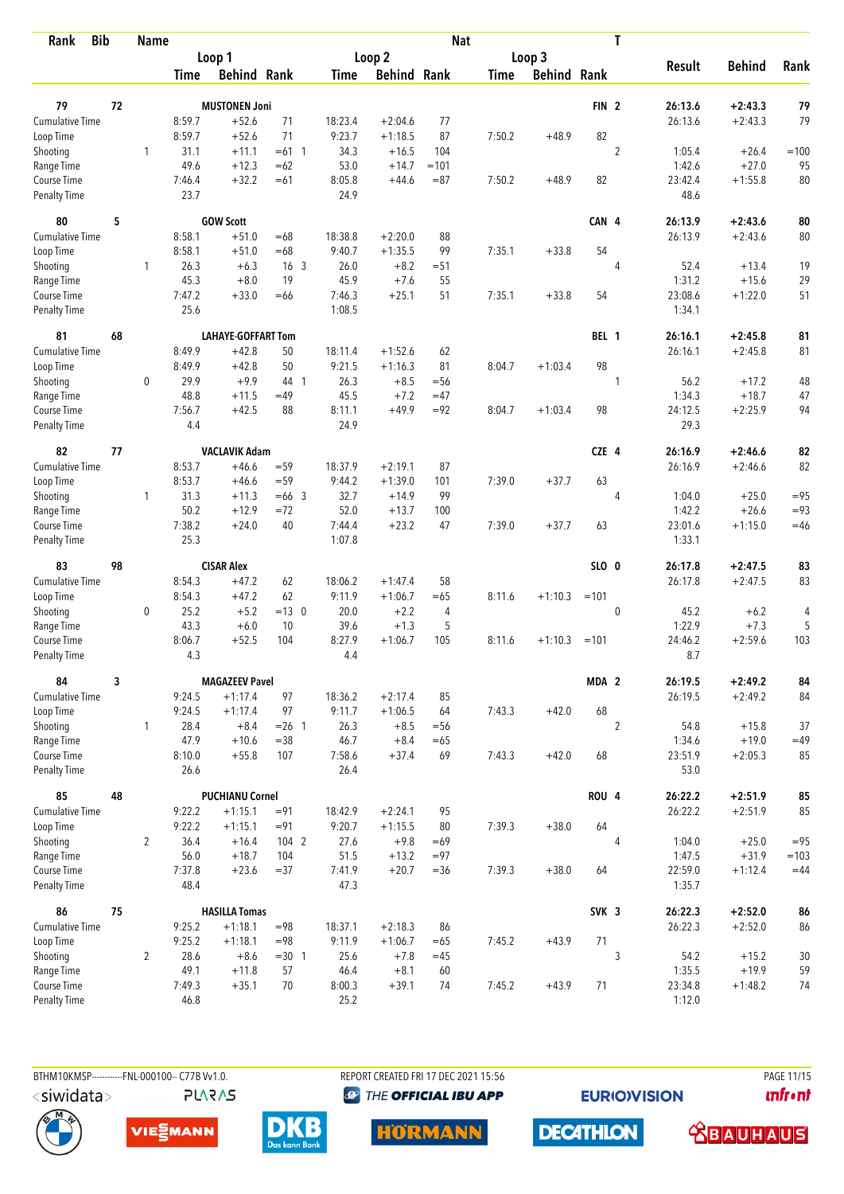| Rank | Bib | Name | | Loop 1 | | | Loop 2 | | | Loop 3 | | | Nat | T | Result | Behind | Rank |
|---|---|---|---|---|---|---|---|---|---|---|---|---|---|---|---|---|---|
| | | | | Time | Behind | Rank | Time | Behind | Rank | Time | Behind | Rank | | | | | |
| 79 | 72 | MUSTONEN Joni | | | | | | | | | | | FIN | 2 | 26:13.6 | +2:43.3 | 79 |
| Cumulative Time | | | | 8:59.7 | +52.6 | 71 | 18:23.4 | +2:04.6 | 77 | | | | | | 26:13.6 | +2:43.3 | 79 |
| Loop Time | | | | 8:59.7 | +52.6 | 71 | 9:23.7 | +1:18.5 | 87 | 7:50.2 | +48.9 | 82 | | | | | |
| Shooting | | | 1 | 31.1 | +11.1 | =61 1 | 34.3 | +16.5 | 104 | | | | | 2 | 1:05.4 | +26.4 | =100 |
| Range Time | | | | 49.6 | +12.3 | =62 | 53.0 | +14.7 | =101 | | | | | | 1:42.6 | +27.0 | 95 |
| Course Time | | | | 7:46.4 | +32.2 | =61 | 8:05.8 | +44.6 | =87 | 7:50.2 | +48.9 | 82 | | | 23:42.4 | +1:55.8 | 80 |
| Penalty Time | | | | 23.7 | | | 24.9 | | | | | | | | 48.6 | | |
| 80 | 5 | GOW Scott | | | | | | | | | | | CAN | 4 | 26:13.9 | +2:43.6 | 80 |
| Cumulative Time | | | | 8:58.1 | +51.0 | =68 | 18:38.8 | +2:20.0 | 88 | | | | | | 26:13.9 | +2:43.6 | 80 |
| Loop Time | | | | 8:58.1 | +51.0 | =68 | 9:40.7 | +1:35.5 | 99 | 7:35.1 | +33.8 | 54 | | | | | |
| Shooting | | | 1 | 26.3 | +6.3 | 16 3 | 26.0 | +8.2 | =51 | | | | | 4 | 52.4 | +13.4 | 19 |
| Range Time | | | | 45.3 | +8.0 | 19 | 45.9 | +7.6 | 55 | | | | | | 1:31.2 | +15.6 | 29 |
| Course Time | | | | 7:47.2 | +33.0 | =66 | 7:46.3 | +25.1 | 51 | 7:35.1 | +33.8 | 54 | | | 23:08.6 | +1:22.0 | 51 |
| Penalty Time | | | | 25.6 | | | 1:08.5 | | | | | | | | 1:34.1 | | |
| 81 | 68 | LAHAYE-GOFFART Tom | | | | | | | | | | | BEL | 1 | 26:16.1 | +2:45.8 | 81 |
| Cumulative Time | | | | 8:49.9 | +42.8 | 50 | 18:11.4 | +1:52.6 | 62 | | | | | | 26:16.1 | +2:45.8 | 81 |
| Loop Time | | | | 8:49.9 | +42.8 | 50 | 9:21.5 | +1:16.3 | 81 | 8:04.7 | +1:03.4 | 98 | | | | | |
| Shooting | | | 0 | 29.9 | +9.9 | 44 1 | 26.3 | +8.5 | =56 | | | | | 1 | 56.2 | +17.2 | 48 |
| Range Time | | | | 48.8 | +11.5 | =49 | 45.5 | +7.2 | =47 | | | | | | 1:34.3 | +18.7 | 47 |
| Course Time | | | | 7:56.7 | +42.5 | 88 | 8:11.1 | +49.9 | =92 | 8:04.7 | +1:03.4 | 98 | | | 24:12.5 | +2:25.9 | 94 |
| Penalty Time | | | | 4.4 | | | 24.9 | | | | | | | | 29.3 | | |
| 82 | 77 | VACLAVIK Adam | | | | | | | | | | | CZE | 4 | 26:16.9 | +2:46.6 | 82 |
| Cumulative Time | | | | 8:53.7 | +46.6 | =59 | 18:37.9 | +2:19.1 | 87 | | | | | | 26:16.9 | +2:46.6 | 82 |
| Loop Time | | | | 8:53.7 | +46.6 | =59 | 9:44.2 | +1:39.0 | 101 | 7:39.0 | +37.7 | 63 | | | | | |
| Shooting | | | 1 | 31.3 | +11.3 | =66 3 | 32.7 | +14.9 | 99 | | | | | 4 | 1:04.0 | +25.0 | =95 |
| Range Time | | | | 50.2 | +12.9 | =72 | 52.0 | +13.7 | 100 | | | | | | 1:42.2 | +26.6 | =93 |
| Course Time | | | | 7:38.2 | +24.0 | 40 | 7:44.4 | +23.2 | 47 | 7:39.0 | +37.7 | 63 | | | 23:01.6 | +1:15.0 | =46 |
| Penalty Time | | | | 25.3 | | | 1:07.8 | | | | | | | | 1:33.1 | | |
| 83 | 98 | CISAR Alex | | | | | | | | | | | SLO | 0 | 26:17.8 | +2:47.5 | 83 |
| Cumulative Time | | | | 8:54.3 | +47.2 | 62 | 18:06.2 | +1:47.4 | 58 | | | | | | 26:17.8 | +2:47.5 | 83 |
| Loop Time | | | | 8:54.3 | +47.2 | 62 | 9:11.9 | +1:06.7 | =65 | 8:11.6 | +1:10.3 | =101 | | | | | |
| Shooting | | | 0 | 25.2 | +5.2 | =13 0 | 20.0 | +2.2 | 4 | | | | | 0 | 45.2 | +6.2 | 4 |
| Range Time | | | | 43.3 | +6.0 | 10 | 39.6 | +1.3 | 5 | | | | | | 1:22.9 | +7.3 | 5 |
| Course Time | | | | 8:06.7 | +52.5 | 104 | 8:27.9 | +1:06.7 | 105 | 8:11.6 | +1:10.3 | =101 | | | 24:46.2 | +2:59.6 | 103 |
| Penalty Time | | | | 4.3 | | | 4.4 | | | | | | | | 8.7 | | |
| 84 | 3 | MAGAZEEV Pavel | | | | | | | | | | | MDA | 2 | 26:19.5 | +2:49.2 | 84 |
| Cumulative Time | | | | 9:24.5 | +1:17.4 | 97 | 18:36.2 | +2:17.4 | 85 | | | | | | 26:19.5 | +2:49.2 | 84 |
| Loop Time | | | | 9:24.5 | +1:17.4 | 97 | 9:11.7 | +1:06.5 | 64 | 7:43.3 | +42.0 | 68 | | | | | |
| Shooting | | | 1 | 28.4 | +8.4 | =26 1 | 26.3 | +8.5 | =56 | | | | | 2 | 54.8 | +15.8 | 37 |
| Range Time | | | | 47.9 | +10.6 | =38 | 46.7 | +8.4 | =65 | | | | | | 1:34.6 | +19.0 | =49 |
| Course Time | | | | 8:10.0 | +55.8 | 107 | 7:58.6 | +37.4 | 69 | 7:43.3 | +42.0 | 68 | | | 23:51.9 | +2:05.3 | 85 |
| Penalty Time | | | | 26.6 | | | 26.4 | | | | | | | | 53.0 | | |
| 85 | 48 | PUCHIANU Cornel | | | | | | | | | | | ROU | 4 | 26:22.2 | +2:51.9 | 85 |
| Cumulative Time | | | | 9:22.2 | +1:15.1 | =91 | 18:42.9 | +2:24.1 | 95 | | | | | | 26:22.2 | +2:51.9 | 85 |
| Loop Time | | | | 9:22.2 | +1:15.1 | =91 | 9:20.7 | +1:15.5 | 80 | 7:39.3 | +38.0 | 64 | | | | | |
| Shooting | | | 2 | 36.4 | +16.4 | 104 2 | 27.6 | +9.8 | =69 | | | | | 4 | 1:04.0 | +25.0 | =95 |
| Range Time | | | | 56.0 | +18.7 | 104 | 51.5 | +13.2 | =97 | | | | | | 1:47.5 | +31.9 | =103 |
| Course Time | | | | 7:37.8 | +23.6 | =37 | 7:41.9 | +20.7 | =36 | 7:39.3 | +38.0 | 64 | | | 22:59.0 | +1:12.4 | =44 |
| Penalty Time | | | | 48.4 | | | 47.3 | | | | | | | | 1:35.7 | | |
| 86 | 75 | HASILLA Tomas | | | | | | | | | | | SVK | 3 | 26:22.3 | +2:52.0 | 86 |
| Cumulative Time | | | | 9:25.2 | +1:18.1 | =98 | 18:37.1 | +2:18.3 | 86 | | | | | | 26:22.3 | +2:52.0 | 86 |
| Loop Time | | | | 9:25.2 | +1:18.1 | =98 | 9:11.9 | +1:06.7 | =65 | 7:45.2 | +43.9 | 71 | | | | | |
| Shooting | | | 2 | 28.6 | +8.6 | =30 1 | 25.6 | +7.8 | =45 | | | | | 3 | 54.2 | +15.2 | 30 |
| Range Time | | | | 49.1 | +11.8 | 57 | 46.4 | +8.1 | 60 | | | | | | 1:35.5 | +19.9 | 59 |
| Course Time | | | | 7:49.3 | +35.1 | 70 | 8:00.3 | +39.1 | 74 | 7:45.2 | +43.9 | 71 | | | 23:34.8 | +1:48.2 | 74 |
| Penalty Time | | | | 46.8 | | | 25.2 | | | | | | | | 1:12.0 | | |

BTHM10KMSP-----------FNL-000100-- C77B Vv1.0. REPORT CREATED FRI 17 DEC 2021 15:56 PAGE 11/15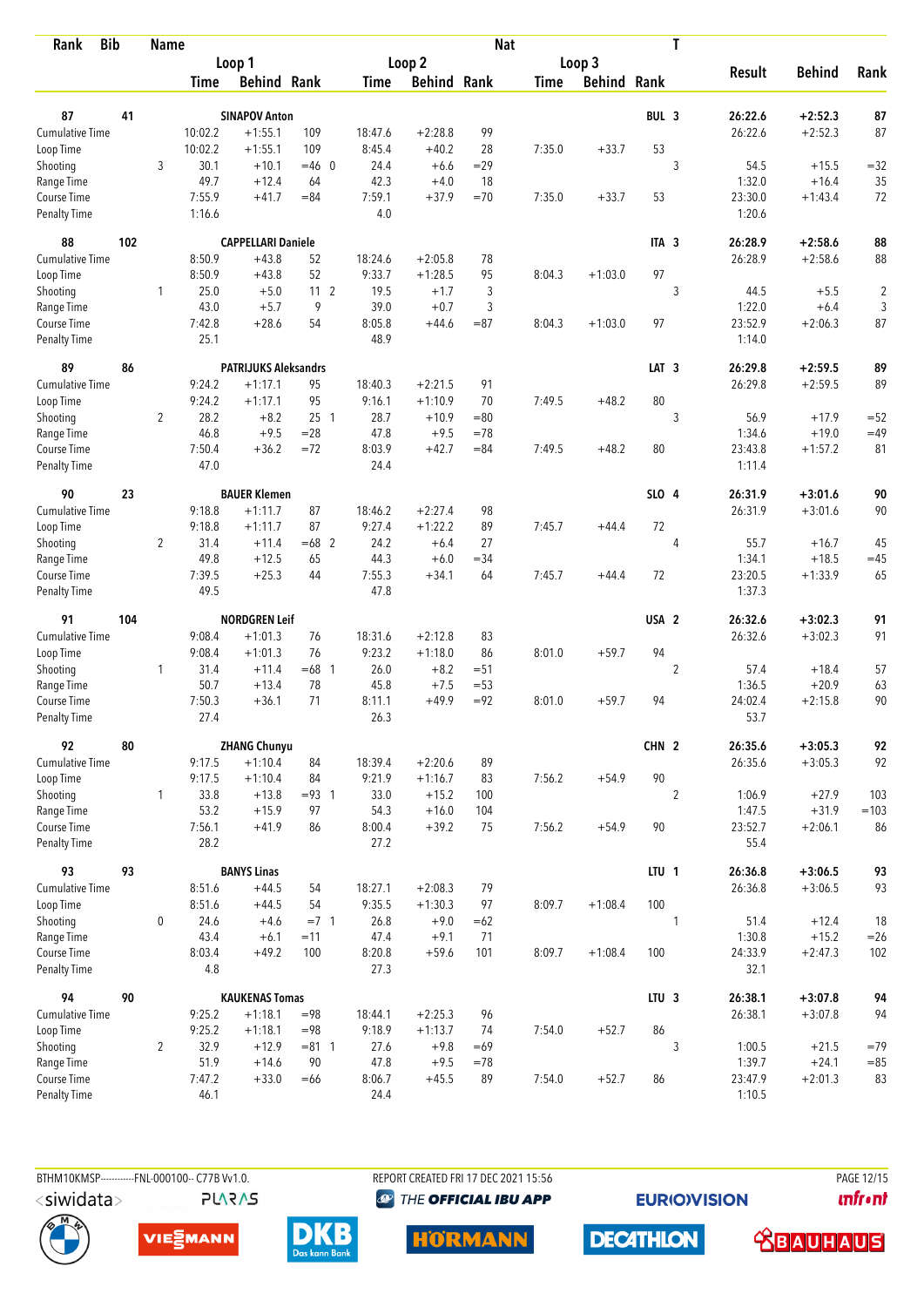| Rank | Bib | Name | | | | | | | Nat | | | T | | | |
|---|---|---|---|---|---|---|---|---|---|---|---|---|---|---|---|
| | | | Loop 1 | | | Loop 2 | | | Loop 3 | | | | Result | Behind | Rank |
| | | | Time | Behind | Rank | Time | Behind | Rank | Time | Behind | Rank | | | | |
| 87 | 41 | SINAPOV Anton | | | | | | | | | BUL | 3 | 26:22.6 | +2:52.3 | 87 |
| Cumulative Time | | | 10:02.2 | +1:55.1 | 109 | 18:47.6 | +2:28.8 | 99 | | | | | 26:22.6 | +2:52.3 | 87 |
| Loop Time | | | 10:02.2 | +1:55.1 | 109 | 8:45.4 | +40.2 | 28 | 7:35.0 | +33.7 | 53 | | | | |
| Shooting | | 3 | 30.1 | +10.1 | =46 0 | 24.4 | +6.6 | =29 | | | | 3 | 54.5 | +15.5 | =32 |
| Range Time | | | 49.7 | +12.4 | 64 | 42.3 | +4.0 | 18 | | | | | 1:32.0 | +16.4 | 35 |
| Course Time | | | 7:55.9 | +41.7 | =84 | 7:59.1 | +37.9 | =70 | 7:35.0 | +33.7 | 53 | | 23:30.0 | +1:43.4 | 72 |
| Penalty Time | | | 1:16.6 | | | 4.0 | | | | | | | 1:20.6 | | |
| 88 | 102 | CAPPELLARI Daniele | | | | | | | | | ITA | 3 | 26:28.9 | +2:58.6 | 88 |
| Cumulative Time | | | 8:50.9 | +43.8 | 52 | 18:24.6 | +2:05.8 | 78 | | | | | 26:28.9 | +2:58.6 | 88 |
| Loop Time | | | 8:50.9 | +43.8 | 52 | 9:33.7 | +1:28.5 | 95 | 8:04.3 | +1:03.0 | 97 | | | | |
| Shooting | | 1 | 25.0 | +5.0 | 11 2 | 19.5 | +1.7 | 3 | | | | 3 | 44.5 | +5.5 | 2 |
| Range Time | | | 43.0 | +5.7 | 9 | 39.0 | +0.7 | 3 | | | | | 1:22.0 | +6.4 | 3 |
| Course Time | | | 7:42.8 | +28.6 | 54 | 8:05.8 | +44.6 | =87 | 8:04.3 | +1:03.0 | 97 | | 23:52.9 | +2:06.3 | 87 |
| Penalty Time | | | 25.1 | | | 48.9 | | | | | | | 1:14.0 | | |
| 89 | 86 | PATRIJUKS Aleksandrs | | | | | | | | | LAT | 3 | 26:29.8 | +2:59.5 | 89 |
| Cumulative Time | | | 9:24.2 | +1:17.1 | 95 | 18:40.3 | +2:21.5 | 91 | | | | | 26:29.8 | +2:59.5 | 89 |
| Loop Time | | | 9:24.2 | +1:17.1 | 95 | 9:16.1 | +1:10.9 | 70 | 7:49.5 | +48.2 | 80 | | | | |
| Shooting | | 2 | 28.2 | +8.2 | 25 1 | 28.7 | +10.9 | =80 | | | | 3 | 56.9 | +17.9 | =52 |
| Range Time | | | 46.8 | +9.5 | =28 | 47.8 | +9.5 | =78 | | | | | 1:34.6 | +19.0 | =49 |
| Course Time | | | 7:50.4 | +36.2 | =72 | 8:03.9 | +42.7 | =84 | 7:49.5 | +48.2 | 80 | | 23:43.8 | +1:57.2 | 81 |
| Penalty Time | | | 47.0 | | | 24.4 | | | | | | | 1:11.4 | | |
| 90 | 23 | BAUER Klemen | | | | | | | | | SLO | 4 | 26:31.9 | +3:01.6 | 90 |
| Cumulative Time | | | 9:18.8 | +1:11.7 | 87 | 18:46.2 | +2:27.4 | 98 | | | | | 26:31.9 | +3:01.6 | 90 |
| Loop Time | | | 9:18.8 | +1:11.7 | 87 | 9:27.4 | +1:22.2 | 89 | 7:45.7 | +44.4 | 72 | | | | |
| Shooting | | 2 | 31.4 | +11.4 | =68 2 | 24.2 | +6.4 | 27 | | | | 4 | 55.7 | +16.7 | 45 |
| Range Time | | | 49.8 | +12.5 | 65 | 44.3 | +6.0 | =34 | | | | | 1:34.1 | +18.5 | =45 |
| Course Time | | | 7:39.5 | +25.3 | 44 | 7:55.3 | +34.1 | 64 | 7:45.7 | +44.4 | 72 | | 23:20.5 | +1:33.9 | 65 |
| Penalty Time | | | 49.5 | | | 47.8 | | | | | | | 1:37.3 | | |
| 91 | 104 | NORDGREN Leif | | | | | | | | | USA | 2 | 26:32.6 | +3:02.3 | 91 |
| Cumulative Time | | | 9:08.4 | +1:01.3 | 76 | 18:31.6 | +2:12.8 | 83 | | | | | 26:32.6 | +3:02.3 | 91 |
| Loop Time | | | 9:08.4 | +1:01.3 | 76 | 9:23.2 | +1:18.0 | 86 | 8:01.0 | +59.7 | 94 | | | | |
| Shooting | | 1 | 31.4 | +11.4 | =68 1 | 26.0 | +8.2 | =51 | | | | 2 | 57.4 | +18.4 | 57 |
| Range Time | | | 50.7 | +13.4 | 78 | 45.8 | +7.5 | =53 | | | | | 1:36.5 | +20.9 | 63 |
| Course Time | | | 7:50.3 | +36.1 | 71 | 8:11.1 | +49.9 | =92 | 8:01.0 | +59.7 | 94 | | 24:02.4 | +2:15.8 | 90 |
| Penalty Time | | | 27.4 | | | 26.3 | | | | | | | 53.7 | | |
| 92 | 80 | ZHANG Chunyu | | | | | | | | | CHN | 2 | 26:35.6 | +3:05.3 | 92 |
| Cumulative Time | | | 9:17.5 | +1:10.4 | 84 | 18:39.4 | +2:20.6 | 89 | | | | | 26:35.6 | +3:05.3 | 92 |
| Loop Time | | | 9:17.5 | +1:10.4 | 84 | 9:21.9 | +1:16.7 | 83 | 7:56.2 | +54.9 | 90 | | | | |
| Shooting | | 1 | 33.8 | +13.8 | =93 1 | 33.0 | +15.2 | 100 | | | | 2 | 1:06.9 | +27.9 | 103 |
| Range Time | | | 53.2 | +15.9 | 97 | 54.3 | +16.0 | 104 | | | | | 1:47.5 | +31.9 | =103 |
| Course Time | | | 7:56.1 | +41.9 | 86 | 8:00.4 | +39.2 | 75 | 7:56.2 | +54.9 | 90 | | 23:52.7 | +2:06.1 | 86 |
| Penalty Time | | | 28.2 | | | 27.2 | | | | | | | 55.4 | | |
| 93 | 93 | BANYS Linas | | | | | | | | | LTU | 1 | 26:36.8 | +3:06.5 | 93 |
| Cumulative Time | | | 8:51.6 | +44.5 | 54 | 18:27.1 | +2:08.3 | 79 | | | | | 26:36.8 | +3:06.5 | 93 |
| Loop Time | | | 8:51.6 | +44.5 | 54 | 9:35.5 | +1:30.3 | 97 | 8:09.7 | +1:08.4 | 100 | | | | |
| Shooting | | 0 | 24.6 | +4.6 | =7 1 | 26.8 | +9.0 | =62 | | | | 1 | 51.4 | +12.4 | 18 |
| Range Time | | | 43.4 | +6.1 | =11 | 47.4 | +9.1 | 71 | | | | | 1:30.8 | +15.2 | =26 |
| Course Time | | | 8:03.4 | +49.2 | 100 | 8:20.8 | +59.6 | 101 | 8:09.7 | +1:08.4 | 100 | | 24:33.9 | +2:47.3 | 102 |
| Penalty Time | | | 4.8 | | | 27.3 | | | | | | | 32.1 | | |
| 94 | 90 | KAUKENAS Tomas | | | | | | | | | LTU | 3 | 26:38.1 | +3:07.8 | 94 |
| Cumulative Time | | | 9:25.2 | +1:18.1 | =98 | 18:44.1 | +2:25.3 | 96 | | | | | 26:38.1 | +3:07.8 | 94 |
| Loop Time | | | 9:25.2 | +1:18.1 | =98 | 9:18.9 | +1:13.7 | 74 | 7:54.0 | +52.7 | 86 | | | | |
| Shooting | | 2 | 32.9 | +12.9 | =81 1 | 27.6 | +9.8 | =69 | | | | 3 | 1:00.5 | +21.5 | =79 |
| Range Time | | | 51.9 | +14.6 | 90 | 47.8 | +9.5 | =78 | | | | | 1:39.7 | +24.1 | =85 |
| Course Time | | | 7:47.2 | +33.0 | =66 | 8:06.7 | +45.5 | 89 | 7:54.0 | +52.7 | 86 | | 23:47.9 | +2:01.3 | 83 |
| Penalty Time | | | 46.1 | | | 24.4 | | | | | | | 1:10.5 | | |

BTHM10KMSP-----------FNL-000100-- C77B Vv1.0. REPORT CREATED FRI 17 DEC 2021 15:56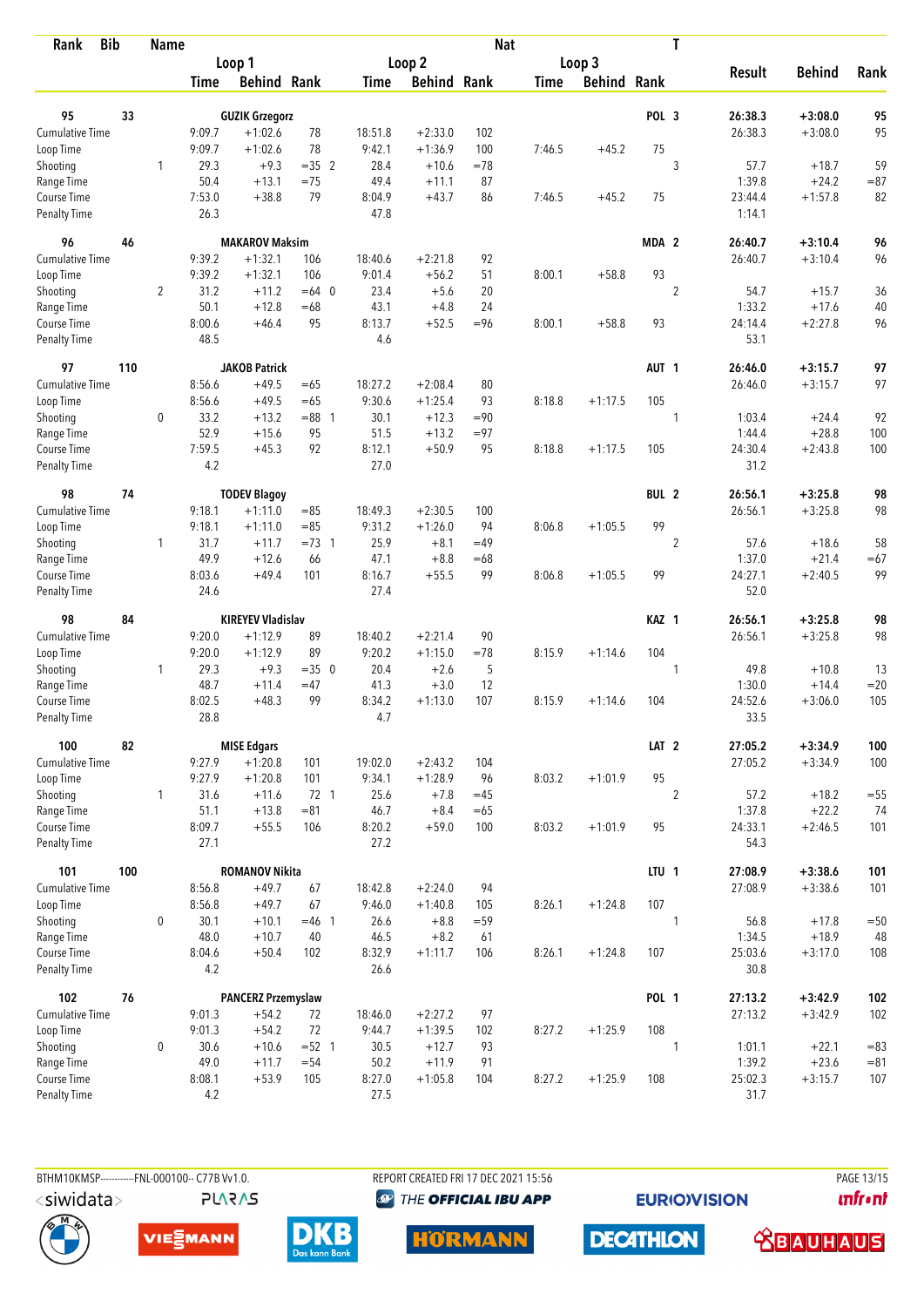| Rank | Bib | Name | | Loop 1 Time | Loop 1 Behind | Loop 1 Rank | Loop 2 Time | Loop 2 Behind | Loop 2 Rank | Loop 3 Time | Loop 3 Behind | Loop 3 Rank | Nat | T | Result | Behind | Rank |
|---|---|---|---|---|---|---|---|---|---|---|---|---|---|---|---|---|---|
| **95** | **33** | **GUZIK Grzegorz** | | | | | | | | | | | **POL** | **3** | **26:38.3** | **+3:08.0** | **95** |
| Cumulative Time | | | | 9:09.7 | +1:02.6 | 78 | 18:51.8 | +2:33.0 | 102 | | | | | | 26:38.3 | +3:08.0 | 95 |
| Loop Time | | | | 9:09.7 | +1:02.6 | 78 | 9:42.1 | +1:36.9 | 100 | 7:46.5 | +45.2 | 75 | | | | | |
| Shooting | | | 1 | 29.3 | +9.3 | =35 2 | 28.4 | +10.6 | =78 | | | | | 3 | 57.7 | +18.7 | 59 |
| Range Time | | | | 50.4 | +13.1 | =75 | 49.4 | +11.1 | 87 | | | | | | 1:39.8 | +24.2 | =87 |
| Course Time | | | | 7:53.0 | +38.8 | 79 | 8:04.9 | +43.7 | 86 | 7:46.5 | +45.2 | 75 | | | 23:44.4 | +1:57.8 | 82 |
| Penalty Time | | | | 26.3 | | | 47.8 | | | | | | | | 1:14.1 | | |
| **96** | **46** | **MAKAROV Maksim** | | | | | | | | | | | **MDA** | **2** | **26:40.7** | **+3:10.4** | **96** |
| Cumulative Time | | | | 9:39.2 | +1:32.1 | 106 | 18:40.6 | +2:21.8 | 92 | | | | | | 26:40.7 | +3:10.4 | 96 |
| Loop Time | | | | 9:39.2 | +1:32.1 | 106 | 9:01.4 | +56.2 | 51 | 8:00.1 | +58.8 | 93 | | | | | |
| Shooting | | | 2 | 31.2 | +11.2 | =64 0 | 23.4 | +5.6 | 20 | | | | | 2 | 54.7 | +15.7 | 36 |
| Range Time | | | | 50.1 | +12.8 | =68 | 43.1 | +4.8 | 24 | | | | | | 1:33.2 | +17.6 | 40 |
| Course Time | | | | 8:00.6 | +46.4 | 95 | 8:13.7 | +52.5 | =96 | 8:00.1 | +58.8 | 93 | | | 24:14.4 | +2:27.8 | 96 |
| Penalty Time | | | | 48.5 | | | 4.6 | | | | | | | | 53.1 | | |
| **97** | **110** | **JAKOB Patrick** | | | | | | | | | | | **AUT** | **1** | **26:46.0** | **+3:15.7** | **97** |
| Cumulative Time | | | | 8:56.6 | +49.5 | =65 | 18:27.2 | +2:08.4 | 80 | | | | | | 26:46.0 | +3:15.7 | 97 |
| Loop Time | | | | 8:56.6 | +49.5 | =65 | 9:30.6 | +1:25.4 | 93 | 8:18.8 | +1:17.5 | 105 | | | | | |
| Shooting | | | 0 | 33.2 | +13.2 | =88 1 | 30.1 | +12.3 | =90 | | | | | 1 | 1:03.4 | +24.4 | 92 |
| Range Time | | | | 52.9 | +15.6 | 95 | 51.5 | +13.2 | =97 | | | | | | 1:44.4 | +28.8 | 100 |
| Course Time | | | | 7:59.5 | +45.3 | 92 | 8:12.1 | +50.9 | 95 | 8:18.8 | +1:17.5 | 105 | | | 24:30.4 | +2:43.8 | 100 |
| Penalty Time | | | | 4.2 | | | 27.0 | | | | | | | | 31.2 | | |
| **98** | **74** | **TODEV Blagoy** | | | | | | | | | | | **BUL** | **2** | **26:56.1** | **+3:25.8** | **98** |
| Cumulative Time | | | | 9:18.1 | +1:11.0 | =85 | 18:49.3 | +2:30.5 | 100 | | | | | | 26:56.1 | +3:25.8 | 98 |
| Loop Time | | | | 9:18.1 | +1:11.0 | =85 | 9:31.2 | +1:26.0 | 94 | 8:06.8 | +1:05.5 | 99 | | | | | |
| Shooting | | | 1 | 31.7 | +11.7 | =73 1 | 25.9 | +8.1 | =49 | | | | | 2 | 57.6 | +18.6 | 58 |
| Range Time | | | | 49.9 | +12.6 | 66 | 47.1 | +8.8 | =68 | | | | | | 1:37.0 | +21.4 | =67 |
| Course Time | | | | 8:03.6 | +49.4 | 101 | 8:16.7 | +55.5 | 99 | 8:06.8 | +1:05.5 | 99 | | | 24:27.1 | +2:40.5 | 99 |
| Penalty Time | | | | 24.6 | | | 27.4 | | | | | | | | 52.0 | | |
| **98** | **84** | **KIREYEV Vladislav** | | | | | | | | | | | **KAZ** | **1** | **26:56.1** | **+3:25.8** | **98** |
| Cumulative Time | | | | 9:20.0 | +1:12.9 | 89 | 18:40.2 | +2:21.4 | 90 | | | | | | 26:56.1 | +3:25.8 | 98 |
| Loop Time | | | | 9:20.0 | +1:12.9 | 89 | 9:20.2 | +1:15.0 | =78 | 8:15.9 | +1:14.6 | 104 | | | | | |
| Shooting | | | 1 | 29.3 | +9.3 | =35 0 | 20.4 | +2.6 | 5 | | | | | 1 | 49.8 | +10.8 | 13 |
| Range Time | | | | 48.7 | +11.4 | =47 | 41.3 | +3.0 | 12 | | | | | | 1:30.0 | +14.4 | =20 |
| Course Time | | | | 8:02.5 | +48.3 | 99 | 8:34.2 | +1:13.0 | 107 | 8:15.9 | +1:14.6 | 104 | | | 24:52.6 | +3:06.0 | 105 |
| Penalty Time | | | | 28.8 | | | 4.7 | | | | | | | | 33.5 | | |
| **100** | **82** | **MISE Edgars** | | | | | | | | | | | **LAT** | **2** | **27:05.2** | **+3:34.9** | **100** |
| Cumulative Time | | | | 9:27.9 | +1:20.8 | 101 | 19:02.0 | +2:43.2 | 104 | | | | | | 27:05.2 | +3:34.9 | 100 |
| Loop Time | | | | 9:27.9 | +1:20.8 | 101 | 9:34.1 | +1:28.9 | 96 | 8:03.2 | +1:01.9 | 95 | | | | | |
| Shooting | | | 1 | 31.6 | +11.6 | 72 1 | 25.6 | +7.8 | =45 | | | | | 2 | 57.2 | +18.2 | =55 |
| Range Time | | | | 51.1 | +13.8 | =81 | 46.7 | +8.4 | =65 | | | | | | 1:37.8 | +22.2 | 74 |
| Course Time | | | | 8:09.7 | +55.5 | 106 | 8:20.2 | +59.0 | 100 | 8:03.2 | +1:01.9 | 95 | | | 24:33.1 | +2:46.5 | 101 |
| Penalty Time | | | | 27.1 | | | 27.2 | | | | | | | | 54.3 | | |
| **101** | **100** | **ROMANOV Nikita** | | | | | | | | | | | **LTU** | **1** | **27:08.9** | **+3:38.6** | **101** |
| Cumulative Time | | | | 8:56.8 | +49.7 | 67 | 18:42.8 | +2:24.0 | 94 | | | | | | 27:08.9 | +3:38.6 | 101 |
| Loop Time | | | | 8:56.8 | +49.7 | 67 | 9:46.0 | +1:40.8 | 105 | 8:26.1 | +1:24.8 | 107 | | | | | |
| Shooting | | | 0 | 30.1 | +10.1 | =46 1 | 26.6 | +8.8 | =59 | | | | | 1 | 56.8 | +17.8 | =50 |
| Range Time | | | | 48.0 | +10.7 | 40 | 46.5 | +8.2 | 61 | | | | | | 1:34.5 | +18.9 | 48 |
| Course Time | | | | 8:04.6 | +50.4 | 102 | 8:32.9 | +1:11.7 | 106 | 8:26.1 | +1:24.8 | 107 | | | 25:03.6 | +3:17.0 | 108 |
| Penalty Time | | | | 4.2 | | | 26.6 | | | | | | | | 30.8 | | |
| **102** | **76** | **PANCERZ Przemyslaw** | | | | | | | | | | | **POL** | **1** | **27:13.2** | **+3:42.9** | **102** |
| Cumulative Time | | | | 9:01.3 | +54.2 | 72 | 18:46.0 | +2:27.2 | 97 | | | | | | 27:13.2 | +3:42.9 | 102 |
| Loop Time | | | | 9:01.3 | +54.2 | 72 | 9:44.7 | +1:39.5 | 102 | 8:27.2 | +1:25.9 | 108 | | | | | |
| Shooting | | | 0 | 30.6 | +10.6 | =52 1 | 30.5 | +12.7 | 93 | | | | | 1 | 1:01.1 | +22.1 | =83 |
| Range Time | | | | 49.0 | +11.7 | =54 | 50.2 | +11.9 | 91 | | | | | | 1:39.2 | +23.6 | =81 |
| Course Time | | | | 8:08.1 | +53.9 | 105 | 8:27.0 | +1:05.8 | 104 | 8:27.2 | +1:25.9 | 108 | | | 25:02.3 | +3:15.7 | 107 |
| Penalty Time | | | | 4.2 | | | 27.5 | | | | | | | | 31.7 | | |

BTHM10KMSP-----------FNL-000100-- C77B Vv1.0. REPORT CREATED FRI 17 DEC 2021 15:56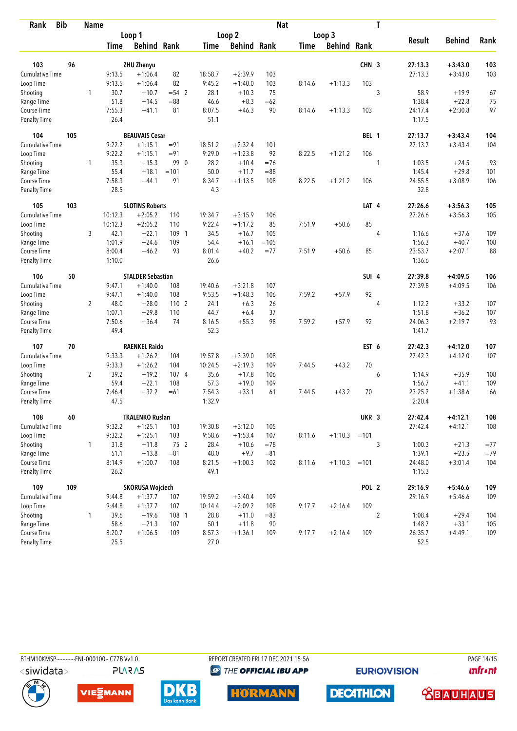| Rank | Bib | Name | | | | | | | | Nat | | T | | | |
|---|---|---|---|---|---|---|---|---|---|---|---|---|---|---|---|
| | | | Loop 1 | | | Loop 2 | | | Loop 3 | | | | Result | Behind | Rank |
| | | | Time | Behind | Rank | Time | Behind | Rank | Time | Behind | Rank | | | | |
| **103** | **96** | **ZHU Zhenyu** | | | | | | | | | **CHN** | **3** | **27:13.3** | **+3:43.0** | **103** |
| Cumulative Time | | | 9:13.5 | +1:06.4 | 82 | 18:58.7 | +2:39.9 | 103 | | | | | 27:13.3 | +3:43.0 | 103 |
| Loop Time | | | 9:13.5 | +1:06.4 | 82 | 9:45.2 | +1:40.0 | 103 | 8:14.6 | +1:13.3 | 103 | | | | |
| Shooting | | 1 | 30.7 | +10.7 | =54 2 | 28.1 | +10.3 | 75 | | | | 3 | 58.9 | +19.9 | 67 |
| Range Time | | | 51.8 | +14.5 | =88 | 46.6 | +8.3 | =62 | | | | | 1:38.4 | +22.8 | 75 |
| Course Time | | | 7:55.3 | +41.1 | 81 | 8:07.5 | +46.3 | 90 | 8:14.6 | +1:13.3 | 103 | | 24:17.4 | +2:30.8 | 97 |
| Penalty Time | | | 26.4 | | | 51.1 | | | | | | | 1:17.5 | | |
| **104** | **105** | **BEAUVAIS Cesar** | | | | | | | | | **BEL** | **1** | **27:13.7** | **+3:43.4** | **104** |
| Cumulative Time | | | 9:22.2 | +1:15.1 | =91 | 18:51.2 | +2:32.4 | 101 | | | | | 27:13.7 | +3:43.4 | 104 |
| Loop Time | | | 9:22.2 | +1:15.1 | =91 | 9:29.0 | +1:23.8 | 92 | 8:22.5 | +1:21.2 | 106 | | | | |
| Shooting | | 1 | 35.3 | +15.3 | 99 0 | 28.2 | +10.4 | =76 | | | | 1 | 1:03.5 | +24.5 | 93 |
| Range Time | | | 55.4 | +18.1 | =101 | 50.0 | +11.7 | =88 | | | | | 1:45.4 | +29.8 | 101 |
| Course Time | | | 7:58.3 | +44.1 | 91 | 8:34.7 | +1:13.5 | 108 | 8:22.5 | +1:21.2 | 106 | | 24:55.5 | +3:08.9 | 106 |
| Penalty Time | | | 28.5 | | | 4.3 | | | | | | | 32.8 | | |
| **105** | **103** | **SLOTINS Roberts** | | | | | | | | | **LAT** | **4** | **27:26.6** | **+3:56.3** | **105** |
| Cumulative Time | | | 10:12.3 | +2:05.2 | 110 | 19:34.7 | +3:15.9 | 106 | | | | | 27:26.6 | +3:56.3 | 105 |
| Loop Time | | | 10:12.3 | +2:05.2 | 110 | 9:22.4 | +1:17.2 | 85 | 7:51.9 | +50.6 | 85 | | | | |
| Shooting | | 3 | 42.1 | +22.1 | 109 1 | 34.5 | +16.7 | 105 | | | | 4 | 1:16.6 | +37.6 | 109 |
| Range Time | | | 1:01.9 | +24.6 | 109 | 54.4 | +16.1 | =105 | | | | | 1:56.3 | +40.7 | 108 |
| Course Time | | | 8:00.4 | +46.2 | 93 | 8:01.4 | +40.2 | =77 | 7:51.9 | +50.6 | 85 | | 23:53.7 | +2:07.1 | 88 |
| Penalty Time | | | 1:10.0 | | | 26.6 | | | | | | | 1:36.6 | | |
| **106** | **50** | **STALDER Sebastian** | | | | | | | | | **SUI** | **4** | **27:39.8** | **+4:09.5** | **106** |
| Cumulative Time | | | 9:47.1 | +1:40.0 | 108 | 19:40.6 | +3:21.8 | 107 | | | | | 27:39.8 | +4:09.5 | 106 |
| Loop Time | | | 9:47.1 | +1:40.0 | 108 | 9:53.5 | +1:48.3 | 106 | 7:59.2 | +57.9 | 92 | | | | |
| Shooting | | 2 | 48.0 | +28.0 | 110 2 | 24.1 | +6.3 | 26 | | | | 4 | 1:12.2 | +33.2 | 107 |
| Range Time | | | 1:07.1 | +29.8 | 110 | 44.7 | +6.4 | 37 | | | | | 1:51.8 | +36.2 | 107 |
| Course Time | | | 7:50.6 | +36.4 | 74 | 8:16.5 | +55.3 | 98 | 7:59.2 | +57.9 | 92 | | 24:06.3 | +2:19.7 | 93 |
| Penalty Time | | | 49.4 | | | 52.3 | | | | | | | 1:41.7 | | |
| **107** | **70** | **RAENKEL Raido** | | | | | | | | | **EST** | **6** | **27:42.3** | **+4:12.0** | **107** |
| Cumulative Time | | | 9:33.3 | +1:26.2 | 104 | 19:57.8 | +3:39.0 | 108 | | | | | 27:42.3 | +4:12.0 | 107 |
| Loop Time | | | 9:33.3 | +1:26.2 | 104 | 10:24.5 | +2:19.3 | 109 | 7:44.5 | +43.2 | 70 | | | | |
| Shooting | | 2 | 39.2 | +19.2 | 107 4 | 35.6 | +17.8 | 106 | | | | 6 | 1:14.9 | +35.9 | 108 |
| Range Time | | | 59.4 | +22.1 | 108 | 57.3 | +19.0 | 109 | | | | | 1:56.7 | +41.1 | 109 |
| Course Time | | | 7:46.4 | +32.2 | =61 | 7:54.3 | +33.1 | 61 | 7:44.5 | +43.2 | 70 | | 23:25.2 | +1:38.6 | 66 |
| Penalty Time | | | 47.5 | | | 1:32.9 | | | | | | | 2:20.4 | | |
| **108** | **60** | **TKALENKO Ruslan** | | | | | | | | | **UKR** | **3** | **27:42.4** | **+4:12.1** | **108** |
| Cumulative Time | | | 9:32.2 | +1:25.1 | 103 | 19:30.8 | +3:12.0 | 105 | | | | | 27:42.4 | +4:12.1 | 108 |
| Loop Time | | | 9:32.2 | +1:25.1 | 103 | 9:58.6 | +1:53.4 | 107 | 8:11.6 | +1:10.3 | =101 | | | | |
| Shooting | | 1 | 31.8 | +11.8 | 75 2 | 28.4 | +10.6 | =78 | | | | 3 | 1:00.3 | +21.3 | =77 |
| Range Time | | | 51.1 | +13.8 | =81 | 48.0 | +9.7 | =81 | | | | | 1:39.1 | +23.5 | =79 |
| Course Time | | | 8:14.9 | +1:00.7 | 108 | 8:21.5 | +1:00.3 | 102 | 8:11.6 | +1:10.3 | =101 | | 24:48.0 | +3:01.4 | 104 |
| Penalty Time | | | 26.2 | | | 49.1 | | | | | | | 1:15.3 | | |
| **109** | **109** | **SKORUSA Wojciech** | | | | | | | | | **POL** | **2** | **29:16.9** | **+5:46.6** | **109** |
| Cumulative Time | | | 9:44.8 | +1:37.7 | 107 | 19:59.2 | +3:40.4 | 109 | | | | | 29:16.9 | +5:46.6 | 109 |
| Loop Time | | | 9:44.8 | +1:37.7 | 107 | 10:14.4 | +2:09.2 | 108 | 9:17.7 | +2:16.4 | 109 | | | | |
| Shooting | | 1 | 39.6 | +19.6 | 108 1 | 28.8 | +11.0 | =83 | | | | 2 | 1:08.4 | +29.4 | 104 |
| Range Time | | | 58.6 | +21.3 | 107 | 50.1 | +11.8 | 90 | | | | | 1:48.7 | +33.1 | 105 |
| Course Time | | | 8:20.7 | +1:06.5 | 109 | 8:57.3 | +1:36.1 | 109 | 9:17.7 | +2:16.4 | 109 | | 26:35.7 | +4:49.1 | 109 |
| Penalty Time | | | 25.5 | | | 27.0 | | | | | | | 52.5 | | |

BTHM10KMSP-----------FNL-000100-- C77B Vv1.0. REPORT CREATED FRI 17 DEC 2021 15:56 PAGE 14/15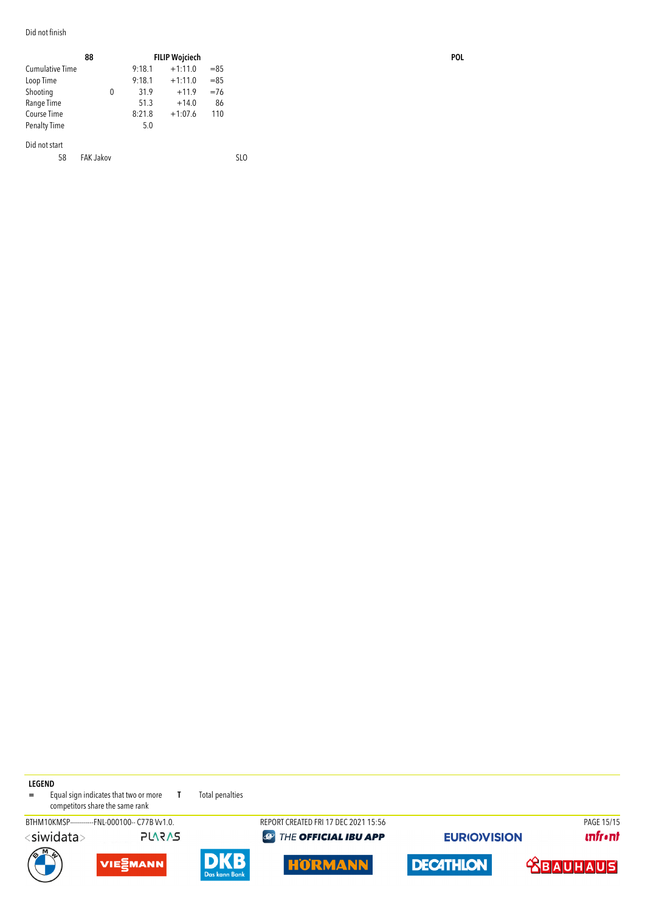Did not finish

| 88 | | FILIP Wojciech | | | POL |
|---|---|---|---|---|---|
| Cumulative Time | | 9:18.1 | +1:11.0 | =85 | |
| Loop Time | | 9:18.1 | +1:11.0 | =85 | |
| Shooting | 0 | 31.9 | +11.9 | =76 | |
| Range Time | | 51.3 | +14.0 | 86 | |
| Course Time | | 8:21.8 | +1:07.6 | 110 | |
| Penalty Time | | 5.0 | | | |

Did not start

| | | |
|---|---|---|
| 58 | FAK Jakov | SLO |

**LEGEND**

= Equal sign indicates that two or more competitors share the same rank

T Total penalties

BTHM10KMSP-----------FNL-000100-- C77B Vv1.0. REPORT CREATED FRI 17 DEC 2021 15:56